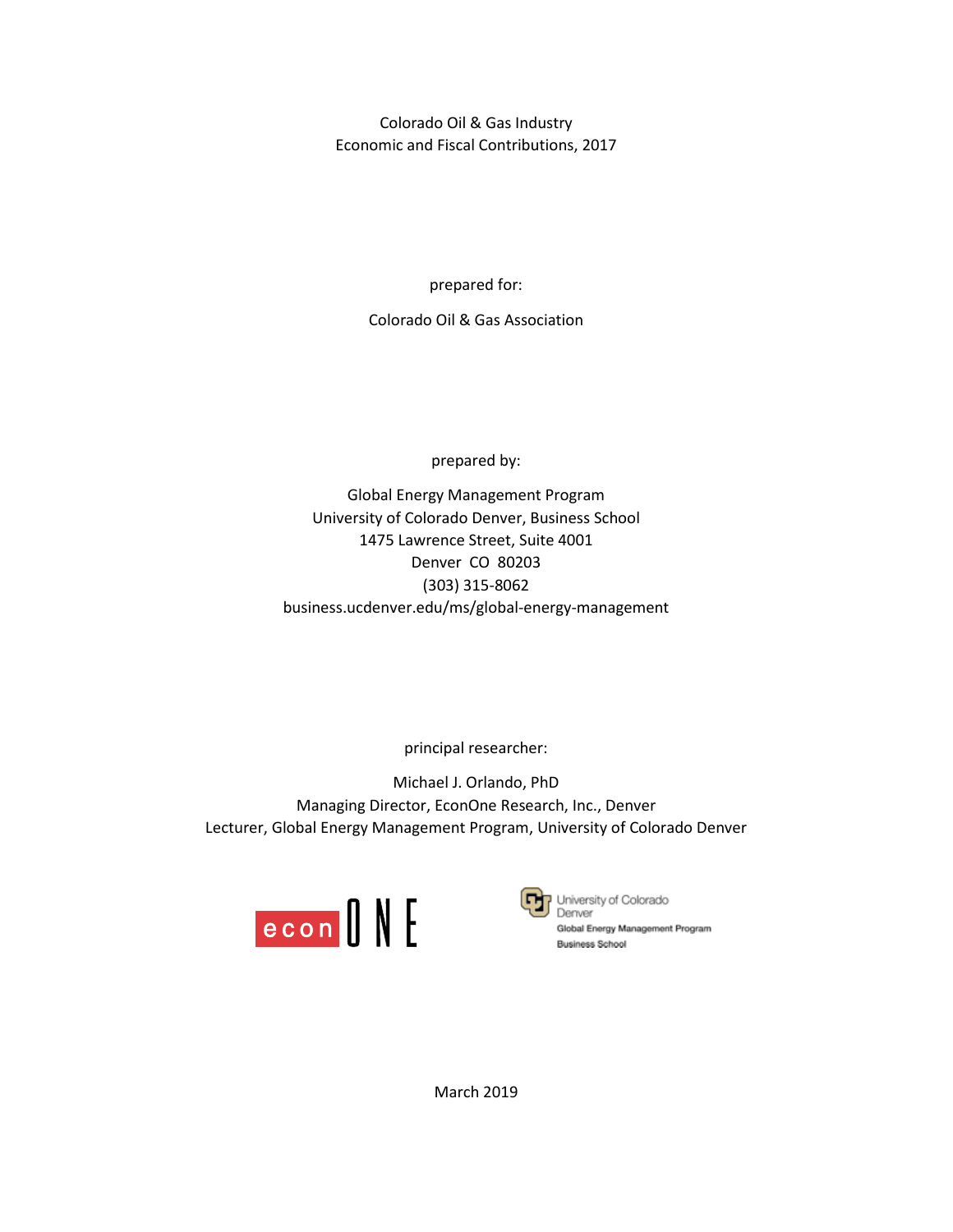# Colorado Oil & Gas Industry
# Economic and Fiscal Contributions, 2017

prepared for:

Colorado Oil & Gas Association

prepared by:

Global Energy Management Program
University of Colorado Denver, Business School
1475 Lawrence Street, Suite 4001
Denver CO 80203
(303) 315-8062
business.ucdenver.edu/ms/global-energy-management

principal researcher:

Michael J. Orlando, PhD
Managing Director, EconOne Research, Inc., Denver
Lecturer, Global Energy Management Program, University of Colorado Denver

econONE

University of Colorado Denver
Global Energy Management Program
Business School

March 2019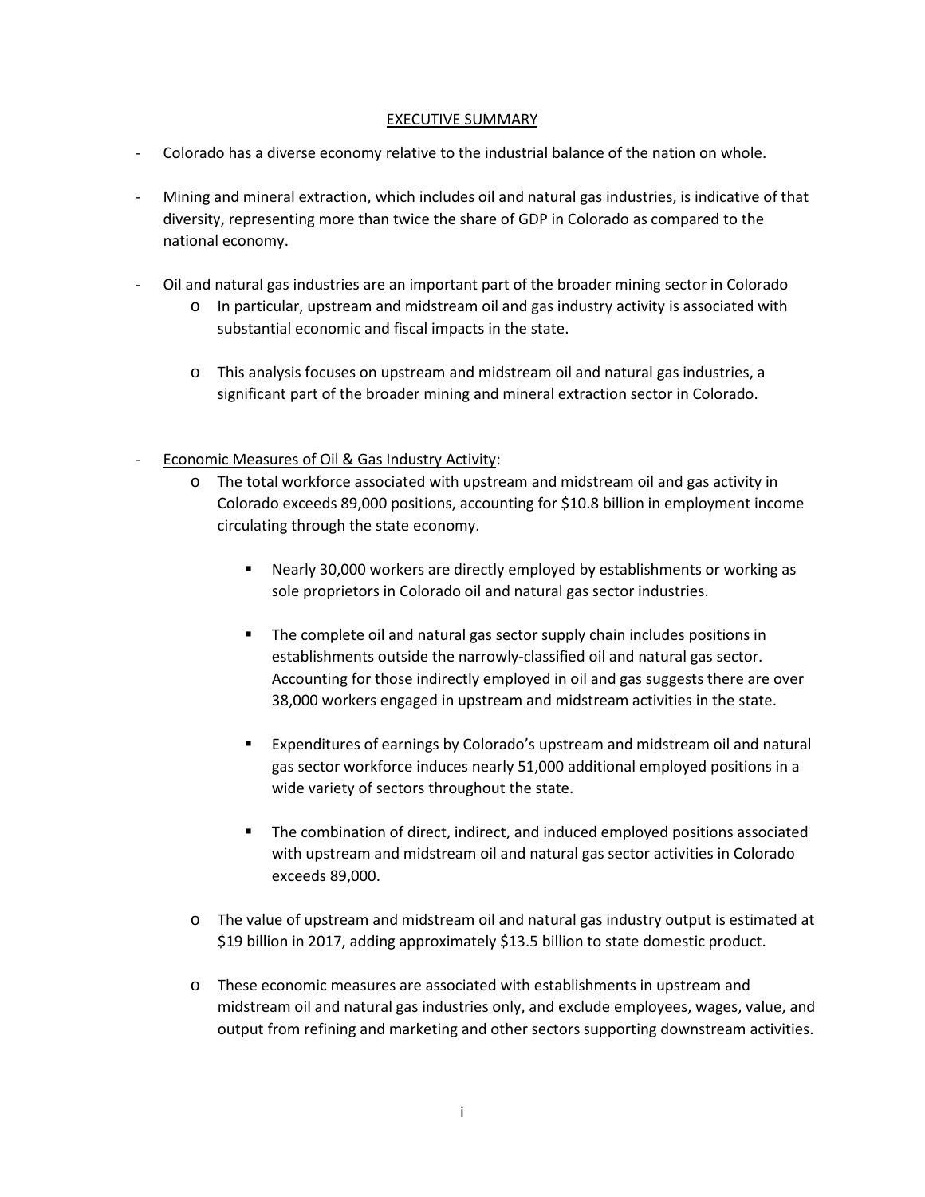## EXECUTIVE SUMMARY

- Colorado has a diverse economy relative to the industrial balance of the nation on whole.
- Mining and mineral extraction, which includes oil and natural gas industries, is indicative of that diversity, representing more than twice the share of GDP in Colorado as compared to the national economy.
- Oil and natural gas industries are an important part of the broader mining sector in Colorado
  - In particular, upstream and midstream oil and gas industry activity is associated with substantial economic and fiscal impacts in the state.
  - This analysis focuses on upstream and midstream oil and natural gas industries, a significant part of the broader mining and mineral extraction sector in Colorado.
- Economic Measures of Oil & Gas Industry Activity:
  - The total workforce associated with upstream and midstream oil and gas activity in Colorado exceeds 89,000 positions, accounting for $10.8 billion in employment income circulating through the state economy.
    - Nearly 30,000 workers are directly employed by establishments or working as sole proprietors in Colorado oil and natural gas sector industries.
    - The complete oil and natural gas sector supply chain includes positions in establishments outside the narrowly-classified oil and natural gas sector. Accounting for those indirectly employed in oil and gas suggests there are over 38,000 workers engaged in upstream and midstream activities in the state.
    - Expenditures of earnings by Colorado's upstream and midstream oil and natural gas sector workforce induces nearly 51,000 additional employed positions in a wide variety of sectors throughout the state.
    - The combination of direct, indirect, and induced employed positions associated with upstream and midstream oil and natural gas sector activities in Colorado exceeds 89,000.
  - The value of upstream and midstream oil and natural gas industry output is estimated at $19 billion in 2017, adding approximately $13.5 billion to state domestic product.
  - These economic measures are associated with establishments in upstream and midstream oil and natural gas industries only, and exclude employees, wages, value, and output from refining and marketing and other sectors supporting downstream activities.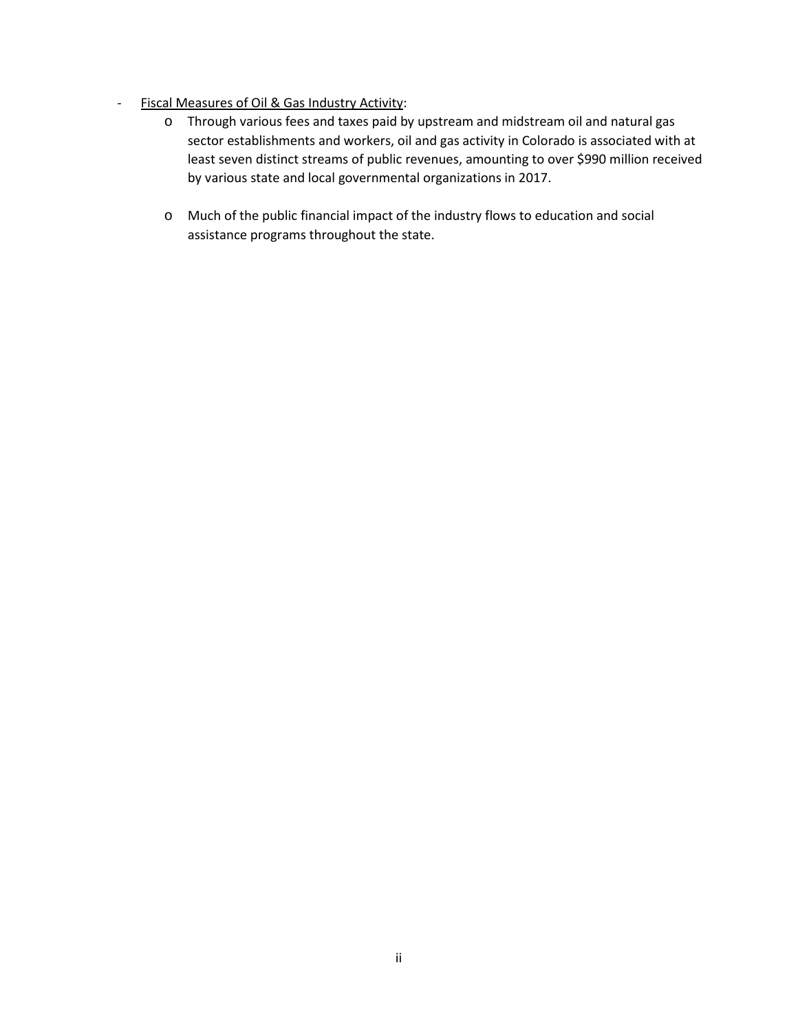- Fiscal Measures of Oil & Gas Industry Activity:
  - Through various fees and taxes paid by upstream and midstream oil and natural gas sector establishments and workers, oil and gas activity in Colorado is associated with at least seven distinct streams of public revenues, amounting to over $990 million received by various state and local governmental organizations in 2017.
  - Much of the public financial impact of the industry flows to education and social assistance programs throughout the state.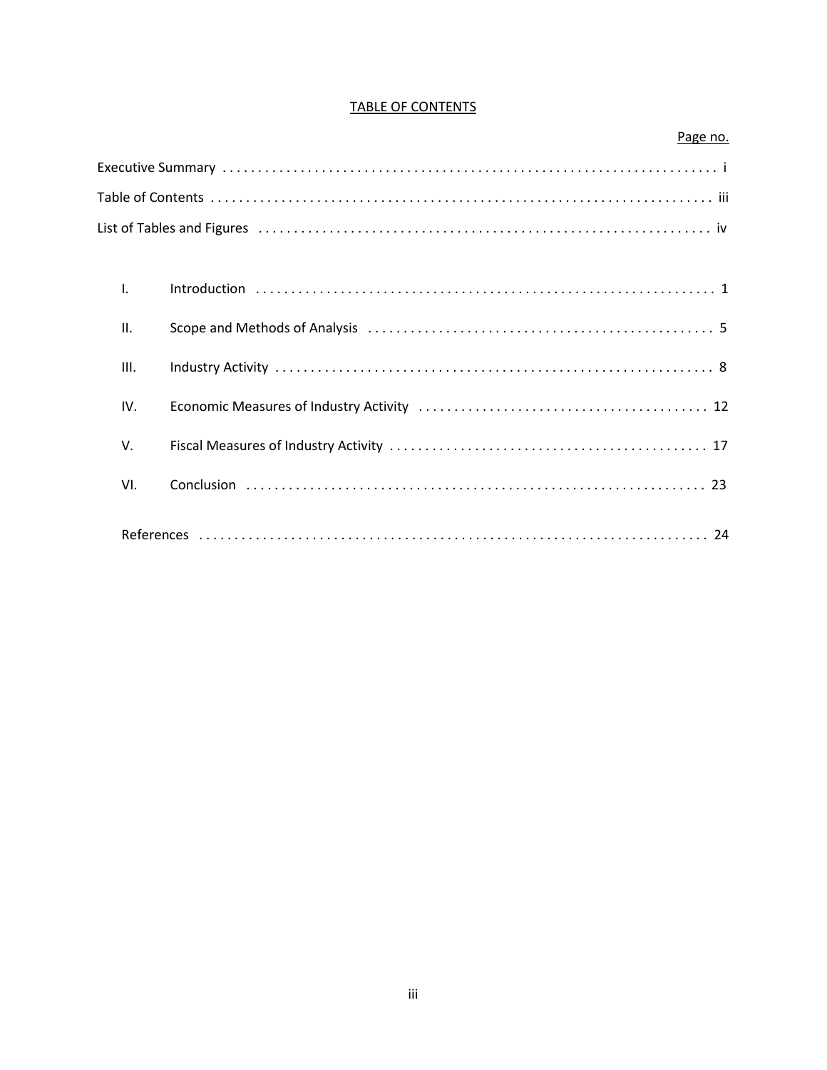# TABLE OF CONTENTS

| | Page no. |
|---|---|
| Executive Summary | i |
| Table of Contents | iii |
| List of Tables and Figures | iv |
| I. Introduction | 1 |
| II. Scope and Methods of Analysis | 5 |
| III. Industry Activity | 8 |
| IV. Economic Measures of Industry Activity | 12 |
| V. Fiscal Measures of Industry Activity | 17 |
| VI. Conclusion | 23 |
| References | 24 |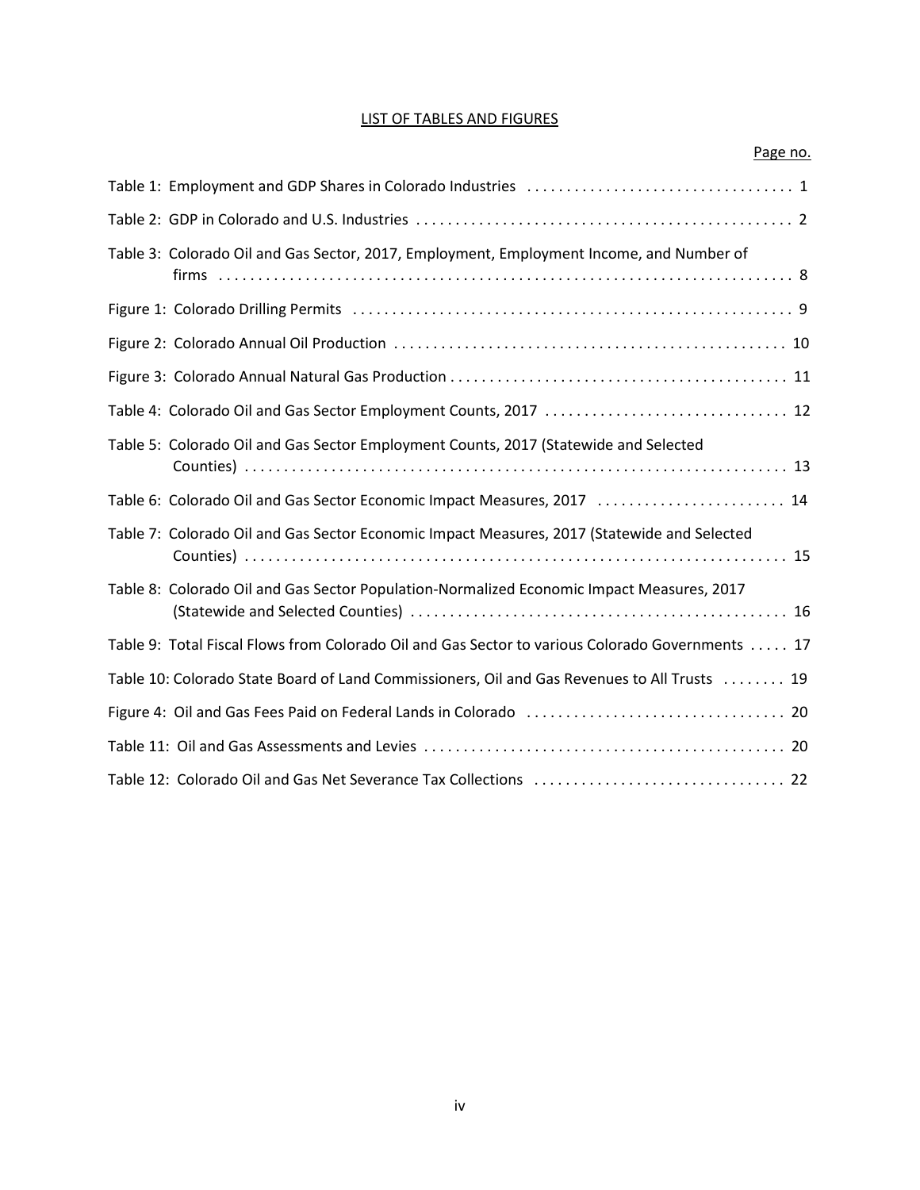## LIST OF TABLES AND FIGURES

| | Page no. |
|---|---|
| Table 1: Employment and GDP Shares in Colorado Industries | 1 |
| Table 2: GDP in Colorado and U.S. Industries | 2 |
| Table 3: Colorado Oil and Gas Sector, 2017, Employment, Employment Income, and Number of firms | 8 |
| Figure 1: Colorado Drilling Permits | 9 |
| Figure 2: Colorado Annual Oil Production | 10 |
| Figure 3: Colorado Annual Natural Gas Production | 11 |
| Table 4: Colorado Oil and Gas Sector Employment Counts, 2017 | 12 |
| Table 5: Colorado Oil and Gas Sector Employment Counts, 2017 (Statewide and Selected Counties) | 13 |
| Table 6: Colorado Oil and Gas Sector Economic Impact Measures, 2017 | 14 |
| Table 7: Colorado Oil and Gas Sector Economic Impact Measures, 2017 (Statewide and Selected Counties) | 15 |
| Table 8: Colorado Oil and Gas Sector Population-Normalized Economic Impact Measures, 2017 (Statewide and Selected Counties) | 16 |
| Table 9: Total Fiscal Flows from Colorado Oil and Gas Sector to various Colorado Governments | 17 |
| Table 10: Colorado State Board of Land Commissioners, Oil and Gas Revenues to All Trusts | 19 |
| Figure 4: Oil and Gas Fees Paid on Federal Lands in Colorado | 20 |
| Table 11: Oil and Gas Assessments and Levies | 20 |
| Table 12: Colorado Oil and Gas Net Severance Tax Collections | 22 |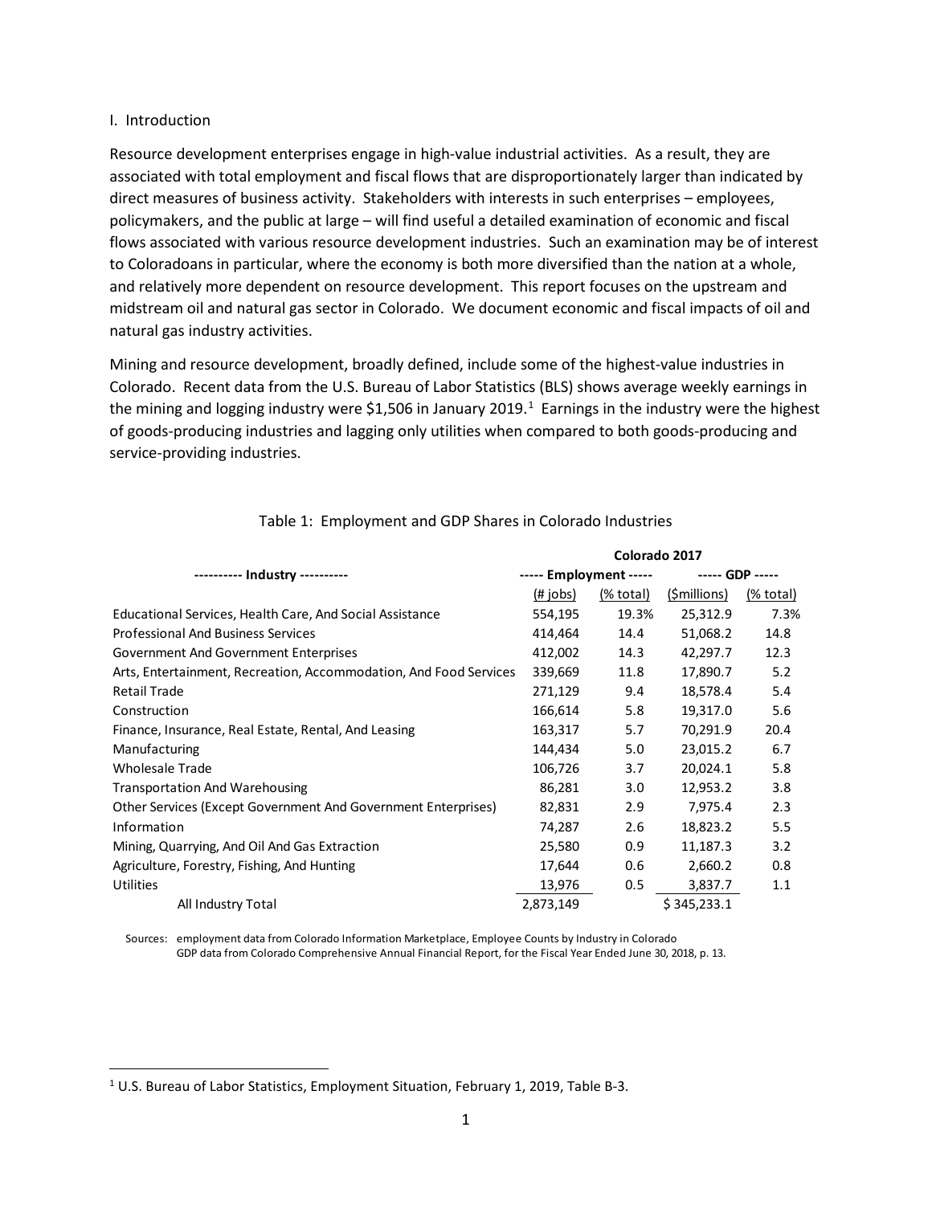## I. Introduction

Resource development enterprises engage in high-value industrial activities. As a result, they are associated with total employment and fiscal flows that are disproportionately larger than indicated by direct measures of business activity. Stakeholders with interests in such enterprises – employees, policymakers, and the public at large – will find useful a detailed examination of economic and fiscal flows associated with various resource development industries. Such an examination may be of interest to Coloradoans in particular, where the economy is both more diversified than the nation at a whole, and relatively more dependent on resource development. This report focuses on the upstream and midstream oil and natural gas sector in Colorado. We document economic and fiscal impacts of oil and natural gas industry activities.

Mining and resource development, broadly defined, include some of the highest-value industries in Colorado. Recent data from the U.S. Bureau of Labor Statistics (BLS) shows average weekly earnings in the mining and logging industry were $1,506 in January 2019.[1] Earnings in the industry were the highest of goods-producing industries and lagging only utilities when compared to both goods-producing and service-providing industries.

Table 1: Employment and GDP Shares in Colorado Industries

| ---------- Industry ---------- | Colorado 2017 | | | |
|---|---|---|---|---|
| | ----- Employment ----- | | ----- GDP ----- | |
| | (# jobs) | (% total) | ($millions) | (% total) |
| Educational Services, Health Care, And Social Assistance | 554,195 | 19.3% | 25,312.9 | 7.3% |
| Professional And Business Services | 414,464 | 14.4 | 51,068.2 | 14.8 |
| Government And Government Enterprises | 412,002 | 14.3 | 42,297.7 | 12.3 |
| Arts, Entertainment, Recreation, Accommodation, And Food Services | 339,669 | 11.8 | 17,890.7 | 5.2 |
| Retail Trade | 271,129 | 9.4 | 18,578.4 | 5.4 |
| Construction | 166,614 | 5.8 | 19,317.0 | 5.6 |
| Finance, Insurance, Real Estate, Rental, And Leasing | 163,317 | 5.7 | 70,291.9 | 20.4 |
| Manufacturing | 144,434 | 5.0 | 23,015.2 | 6.7 |
| Wholesale Trade | 106,726 | 3.7 | 20,024.1 | 5.8 |
| Transportation And Warehousing | 86,281 | 3.0 | 12,953.2 | 3.8 |
| Other Services (Except Government And Government Enterprises) | 82,831 | 2.9 | 7,975.4 | 2.3 |
| Information | 74,287 | 2.6 | 18,823.2 | 5.5 |
| Mining, Quarrying, And Oil And Gas Extraction | 25,580 | 0.9 | 11,187.3 | 3.2 |
| Agriculture, Forestry, Fishing, And Hunting | 17,644 | 0.6 | 2,660.2 | 0.8 |
| Utilities | 13,976 | 0.5 | 3,837.7 | 1.1 |
| All Industry Total | 2,873,149 | | $ 345,233.1 | |

Sources: employment data from Colorado Information Marketplace, Employee Counts by Industry in Colorado
GDP data from Colorado Comprehensive Annual Financial Report, for the Fiscal Year Ended June 30, 2018, p. 13.

[1] U.S. Bureau of Labor Statistics, Employment Situation, February 1, 2019, Table B-3.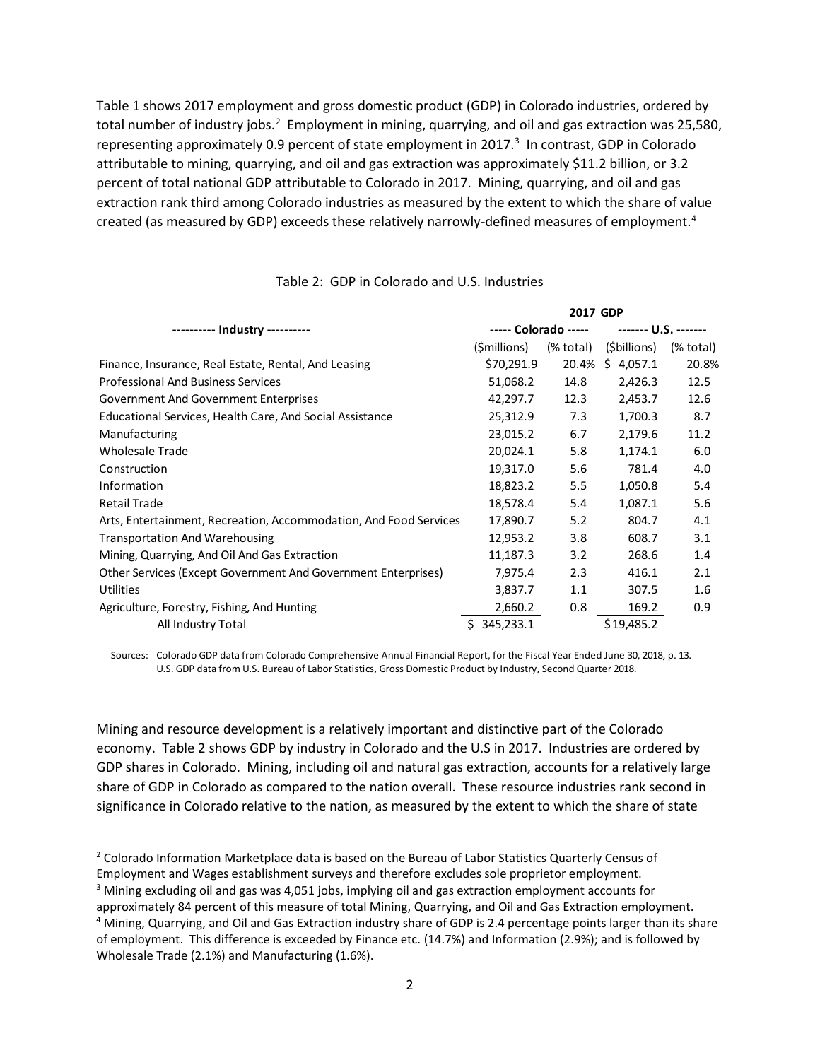Table 1 shows 2017 employment and gross domestic product (GDP) in Colorado industries, ordered by total number of industry jobs.[2] Employment in mining, quarrying, and oil and gas extraction was 25,580, representing approximately 0.9 percent of state employment in 2017.[3] In contrast, GDP in Colorado attributable to mining, quarrying, and oil and gas extraction was approximately $11.2 billion, or 3.2 percent of total national GDP attributable to Colorado in 2017. Mining, quarrying, and oil and gas extraction rank third among Colorado industries as measured by the extent to which the share of value created (as measured by GDP) exceeds these relatively narrowly-defined measures of employment.[4]

Table 2: GDP in Colorado and U.S. Industries

| | 2017 GDP | | | |
|---|---|---|---|---|
| ---------- Industry ---------- | ----- Colorado ----- | | ------- U.S. ------- | |
| | ($millions) | (% total) | ($billions) | (% total) |
| Finance, Insurance, Real Estate, Rental, And Leasing | $70,291.9 | 20.4% | $ 4,057.1 | 20.8% |
| Professional And Business Services | 51,068.2 | 14.8 | 2,426.3 | 12.5 |
| Government And Government Enterprises | 42,297.7 | 12.3 | 2,453.7 | 12.6 |
| Educational Services, Health Care, And Social Assistance | 25,312.9 | 7.3 | 1,700.3 | 8.7 |
| Manufacturing | 23,015.2 | 6.7 | 2,179.6 | 11.2 |
| Wholesale Trade | 20,024.1 | 5.8 | 1,174.1 | 6.0 |
| Construction | 19,317.0 | 5.6 | 781.4 | 4.0 |
| Information | 18,823.2 | 5.5 | 1,050.8 | 5.4 |
| Retail Trade | 18,578.4 | 5.4 | 1,087.1 | 5.6 |
| Arts, Entertainment, Recreation, Accommodation, And Food Services | 17,890.7 | 5.2 | 804.7 | 4.1 |
| Transportation And Warehousing | 12,953.2 | 3.8 | 608.7 | 3.1 |
| Mining, Quarrying, And Oil And Gas Extraction | 11,187.3 | 3.2 | 268.6 | 1.4 |
| Other Services (Except Government And Government Enterprises) | 7,975.4 | 2.3 | 416.1 | 2.1 |
| Utilities | 3,837.7 | 1.1 | 307.5 | 1.6 |
| Agriculture, Forestry, Fishing, And Hunting | 2,660.2 | 0.8 | 169.2 | 0.9 |
| All Industry Total | $ 345,233.1 | | $19,485.2 | |

Sources: Colorado GDP data from Colorado Comprehensive Annual Financial Report, for the Fiscal Year Ended June 30, 2018, p. 13.
U.S. GDP data from U.S. Bureau of Labor Statistics, Gross Domestic Product by Industry, Second Quarter 2018.

Mining and resource development is a relatively important and distinctive part of the Colorado economy. Table 2 shows GDP by industry in Colorado and the U.S in 2017. Industries are ordered by GDP shares in Colorado. Mining, including oil and natural gas extraction, accounts for a relatively large share of GDP in Colorado as compared to the nation overall. These resource industries rank second in significance in Colorado relative to the nation, as measured by the extent to which the share of state

[2] Colorado Information Marketplace data is based on the Bureau of Labor Statistics Quarterly Census of Employment and Wages establishment surveys and therefore excludes sole proprietor employment.

[3] Mining excluding oil and gas was 4,051 jobs, implying oil and gas extraction employment accounts for approximately 84 percent of this measure of total Mining, Quarrying, and Oil and Gas Extraction employment.

[4] Mining, Quarrying, and Oil and Gas Extraction industry share of GDP is 2.4 percentage points larger than its share of employment. This difference is exceeded by Finance etc. (14.7%) and Information (2.9%); and is followed by Wholesale Trade (2.1%) and Manufacturing (1.6%).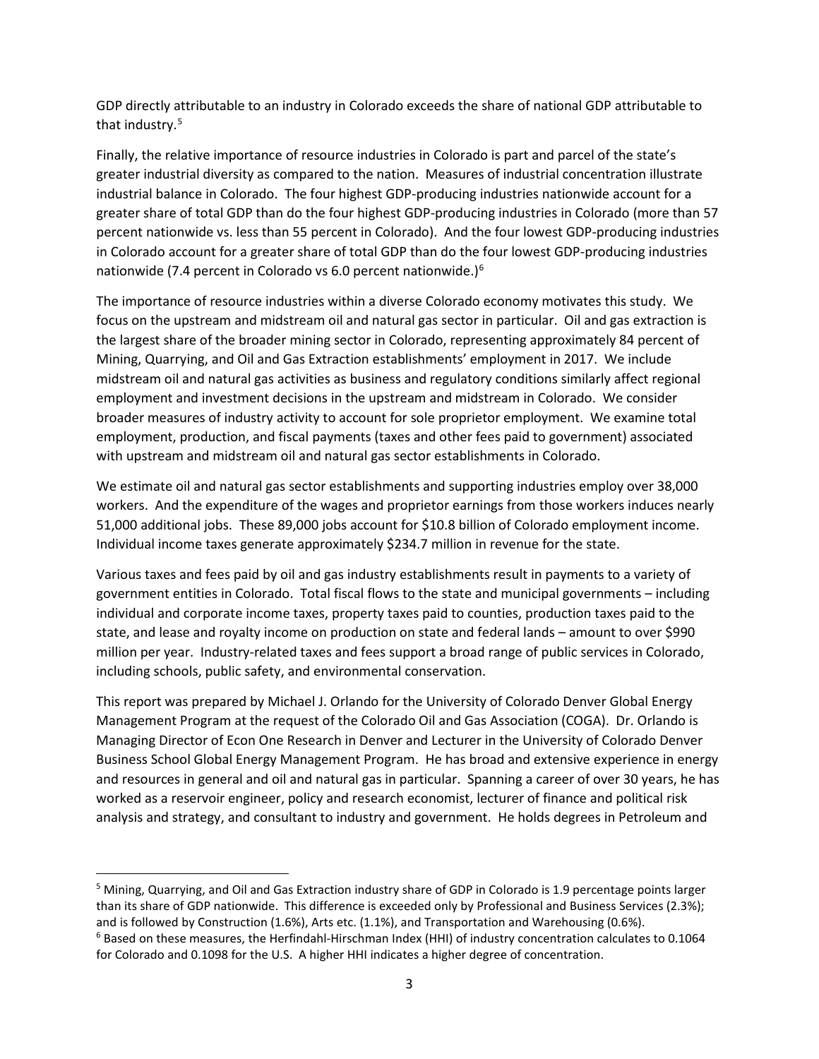GDP directly attributable to an industry in Colorado exceeds the share of national GDP attributable to that industry.[5]

Finally, the relative importance of resource industries in Colorado is part and parcel of the state's greater industrial diversity as compared to the nation. Measures of industrial concentration illustrate industrial balance in Colorado. The four highest GDP-producing industries nationwide account for a greater share of total GDP than do the four highest GDP-producing industries in Colorado (more than 57 percent nationwide vs. less than 55 percent in Colorado). And the four lowest GDP-producing industries in Colorado account for a greater share of total GDP than do the four lowest GDP-producing industries nationwide (7.4 percent in Colorado vs 6.0 percent nationwide.)[6]

The importance of resource industries within a diverse Colorado economy motivates this study. We focus on the upstream and midstream oil and natural gas sector in particular. Oil and gas extraction is the largest share of the broader mining sector in Colorado, representing approximately 84 percent of Mining, Quarrying, and Oil and Gas Extraction establishments' employment in 2017. We include midstream oil and natural gas activities as business and regulatory conditions similarly affect regional employment and investment decisions in the upstream and midstream in Colorado. We consider broader measures of industry activity to account for sole proprietor employment. We examine total employment, production, and fiscal payments (taxes and other fees paid to government) associated with upstream and midstream oil and natural gas sector establishments in Colorado.

We estimate oil and natural gas sector establishments and supporting industries employ over 38,000 workers. And the expenditure of the wages and proprietor earnings from those workers induces nearly 51,000 additional jobs. These 89,000 jobs account for $10.8 billion of Colorado employment income. Individual income taxes generate approximately $234.7 million in revenue for the state.

Various taxes and fees paid by oil and gas industry establishments result in payments to a variety of government entities in Colorado. Total fiscal flows to the state and municipal governments – including individual and corporate income taxes, property taxes paid to counties, production taxes paid to the state, and lease and royalty income on production on state and federal lands – amount to over $990 million per year. Industry-related taxes and fees support a broad range of public services in Colorado, including schools, public safety, and environmental conservation.

This report was prepared by Michael J. Orlando for the University of Colorado Denver Global Energy Management Program at the request of the Colorado Oil and Gas Association (COGA). Dr. Orlando is Managing Director of Econ One Research in Denver and Lecturer in the University of Colorado Denver Business School Global Energy Management Program. He has broad and extensive experience in energy and resources in general and oil and natural gas in particular. Spanning a career of over 30 years, he has worked as a reservoir engineer, policy and research economist, lecturer of finance and political risk analysis and strategy, and consultant to industry and government. He holds degrees in Petroleum and

---

[5] Mining, Quarrying, and Oil and Gas Extraction industry share of GDP in Colorado is 1.9 percentage points larger than its share of GDP nationwide. This difference is exceeded only by Professional and Business Services (2.3%); and is followed by Construction (1.6%), Arts etc. (1.1%), and Transportation and Warehousing (0.6%).

[6] Based on these measures, the Herfindahl-Hirschman Index (HHI) of industry concentration calculates to 0.1064 for Colorado and 0.1098 for the U.S. A higher HHI indicates a higher degree of concentration.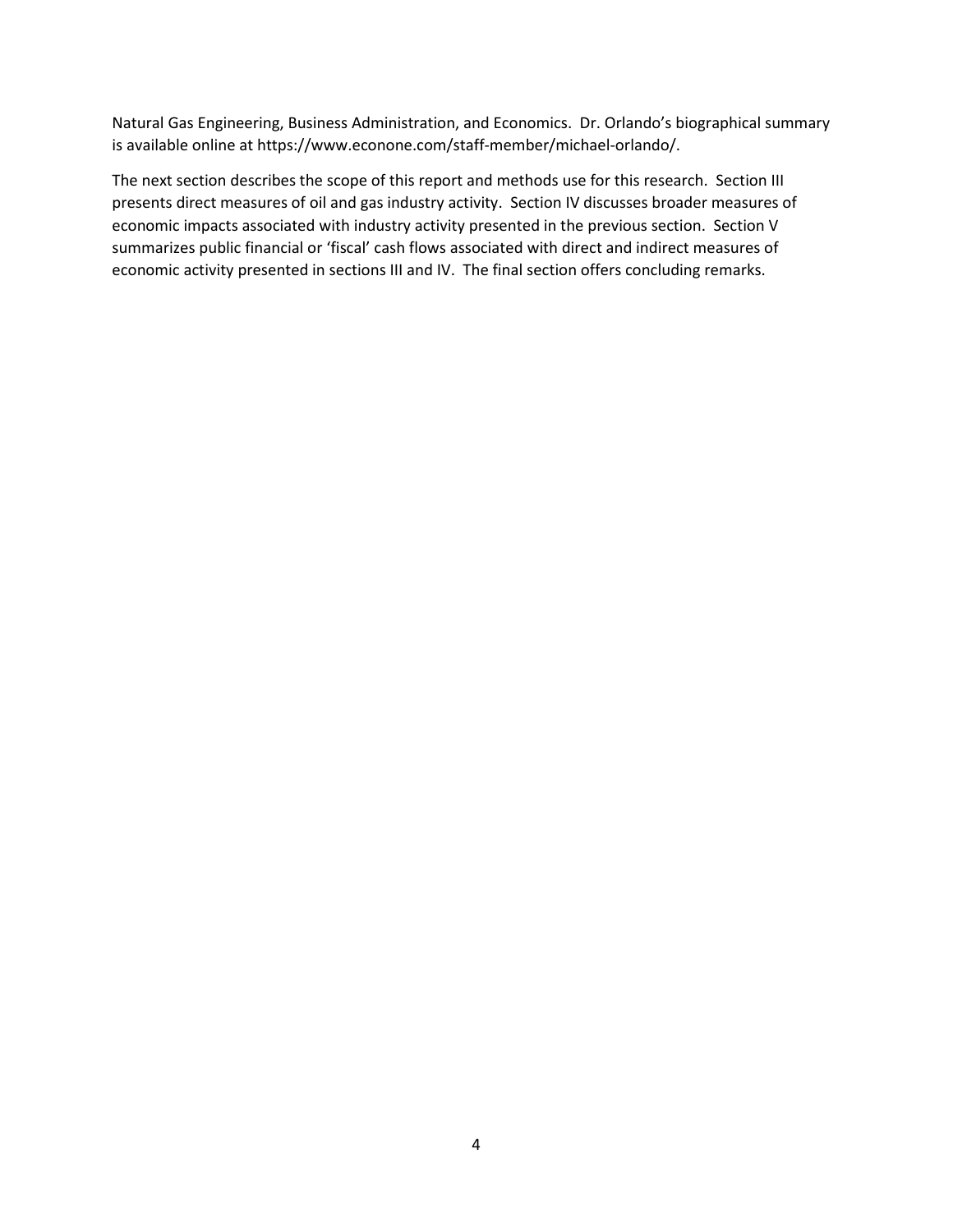Natural Gas Engineering, Business Administration, and Economics. Dr. Orlando's biographical summary is available online at https://www.econone.com/staff-member/michael-orlando/.

The next section describes the scope of this report and methods use for this research. Section III presents direct measures of oil and gas industry activity. Section IV discusses broader measures of economic impacts associated with industry activity presented in the previous section. Section V summarizes public financial or 'fiscal' cash flows associated with direct and indirect measures of economic activity presented in sections III and IV. The final section offers concluding remarks.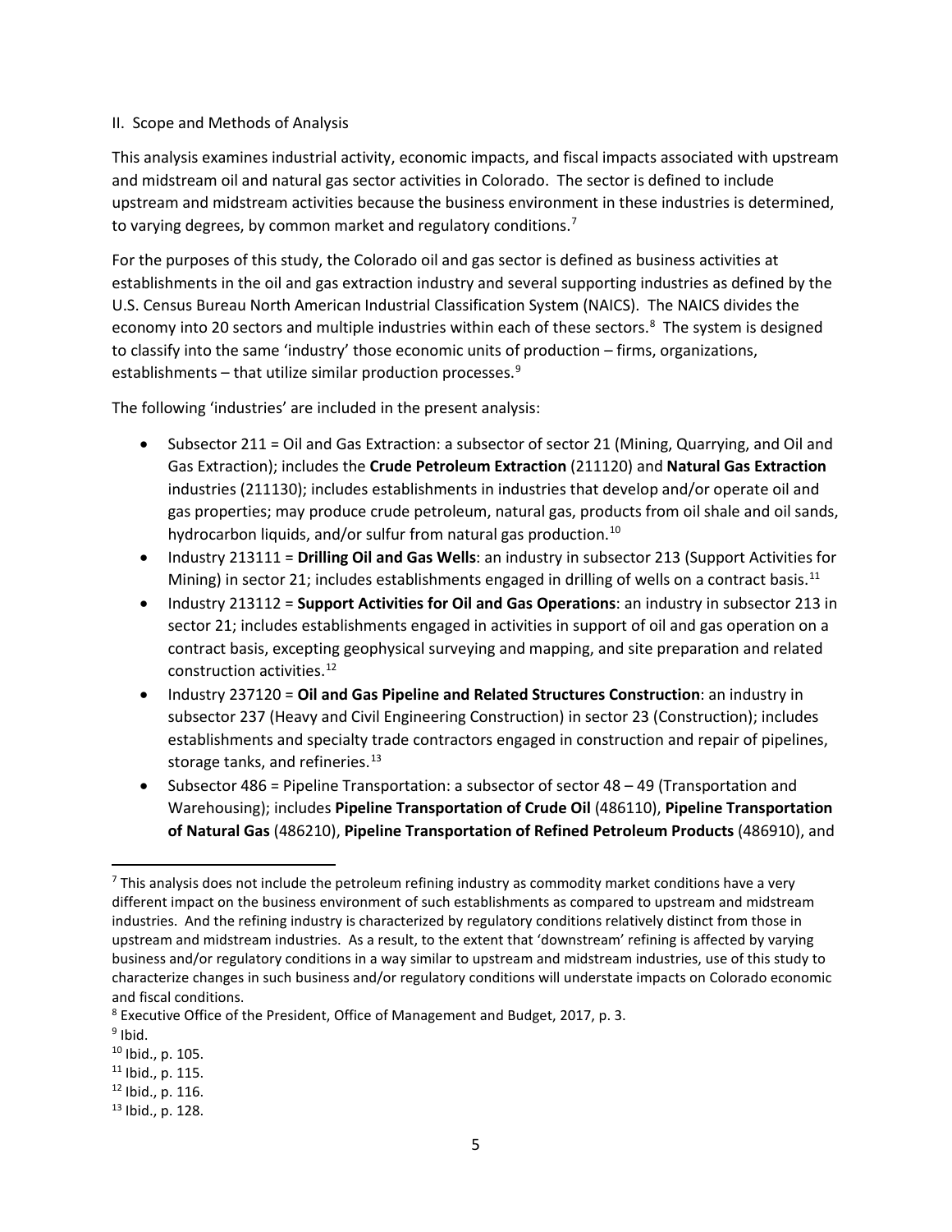## II. Scope and Methods of Analysis

This analysis examines industrial activity, economic impacts, and fiscal impacts associated with upstream and midstream oil and natural gas sector activities in Colorado. The sector is defined to include upstream and midstream activities because the business environment in these industries is determined, to varying degrees, by common market and regulatory conditions.[7]

For the purposes of this study, the Colorado oil and gas sector is defined as business activities at establishments in the oil and gas extraction industry and several supporting industries as defined by the U.S. Census Bureau North American Industrial Classification System (NAICS). The NAICS divides the economy into 20 sectors and multiple industries within each of these sectors.[8] The system is designed to classify into the same 'industry' those economic units of production – firms, organizations, establishments – that utilize similar production processes.[9]

The following 'industries' are included in the present analysis:

- Subsector 211 = Oil and Gas Extraction: a subsector of sector 21 (Mining, Quarrying, and Oil and Gas Extraction); includes the **Crude Petroleum Extraction** (211120) and **Natural Gas Extraction** industries (211130); includes establishments in industries that develop and/or operate oil and gas properties; may produce crude petroleum, natural gas, products from oil shale and oil sands, hydrocarbon liquids, and/or sulfur from natural gas production.[10]
- Industry 213111 = **Drilling Oil and Gas Wells**: an industry in subsector 213 (Support Activities for Mining) in sector 21; includes establishments engaged in drilling of wells on a contract basis.[11]
- Industry 213112 = **Support Activities for Oil and Gas Operations**: an industry in subsector 213 in sector 21; includes establishments engaged in activities in support of oil and gas operation on a contract basis, excepting geophysical surveying and mapping, and site preparation and related construction activities.[12]
- Industry 237120 = **Oil and Gas Pipeline and Related Structures Construction**: an industry in subsector 237 (Heavy and Civil Engineering Construction) in sector 23 (Construction); includes establishments and specialty trade contractors engaged in construction and repair of pipelines, storage tanks, and refineries.[13]
- Subsector 486 = Pipeline Transportation: a subsector of sector 48 – 49 (Transportation and Warehousing); includes **Pipeline Transportation of Crude Oil** (486110), **Pipeline Transportation of Natural Gas** (486210), **Pipeline Transportation of Refined Petroleum Products** (486910), and

---

[7] This analysis does not include the petroleum refining industry as commodity market conditions have a very different impact on the business environment of such establishments as compared to upstream and midstream industries. And the refining industry is characterized by regulatory conditions relatively distinct from those in upstream and midstream industries. As a result, to the extent that 'downstream' refining is affected by varying business and/or regulatory conditions in a way similar to upstream and midstream industries, use of this study to characterize changes in such business and/or regulatory conditions will understate impacts on Colorado economic and fiscal conditions.

[8] Executive Office of the President, Office of Management and Budget, 2017, p. 3.

[9] Ibid.

[10] Ibid., p. 105.

[11] Ibid., p. 115.

[12] Ibid., p. 116.

[13] Ibid., p. 128.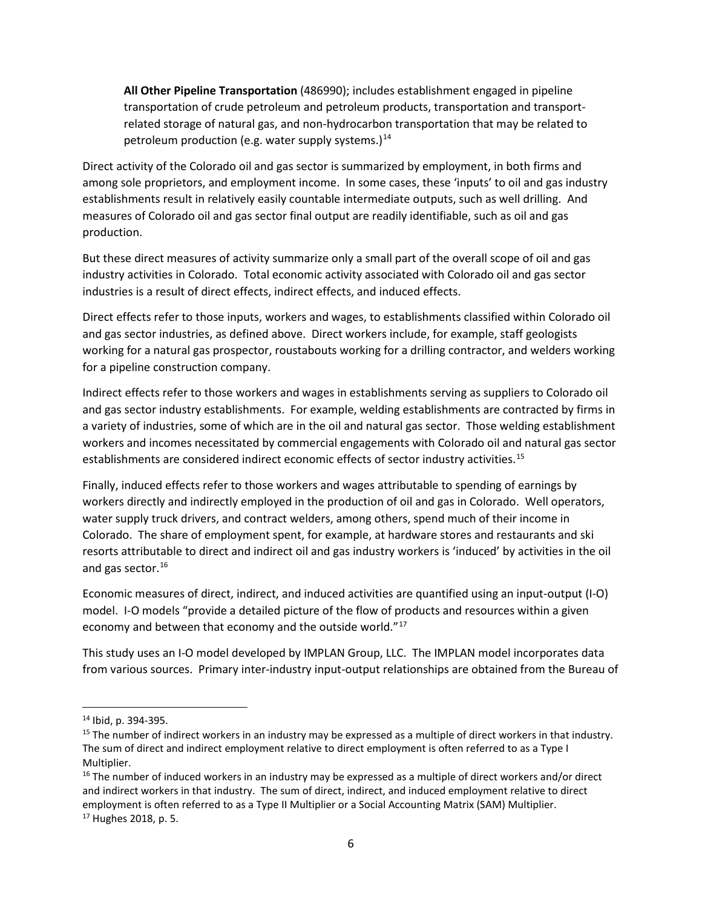**All Other Pipeline Transportation** (486990); includes establishment engaged in pipeline transportation of crude petroleum and petroleum products, transportation and transport-related storage of natural gas, and non-hydrocarbon transportation that may be related to petroleum production (e.g. water supply systems.)[14]

Direct activity of the Colorado oil and gas sector is summarized by employment, in both firms and among sole proprietors, and employment income. In some cases, these 'inputs' to oil and gas industry establishments result in relatively easily countable intermediate outputs, such as well drilling. And measures of Colorado oil and gas sector final output are readily identifiable, such as oil and gas production.

But these direct measures of activity summarize only a small part of the overall scope of oil and gas industry activities in Colorado. Total economic activity associated with Colorado oil and gas sector industries is a result of direct effects, indirect effects, and induced effects.

Direct effects refer to those inputs, workers and wages, to establishments classified within Colorado oil and gas sector industries, as defined above. Direct workers include, for example, staff geologists working for a natural gas prospector, roustabouts working for a drilling contractor, and welders working for a pipeline construction company.

Indirect effects refer to those workers and wages in establishments serving as suppliers to Colorado oil and gas sector industry establishments. For example, welding establishments are contracted by firms in a variety of industries, some of which are in the oil and natural gas sector. Those welding establishment workers and incomes necessitated by commercial engagements with Colorado oil and natural gas sector establishments are considered indirect economic effects of sector industry activities.[15]

Finally, induced effects refer to those workers and wages attributable to spending of earnings by workers directly and indirectly employed in the production of oil and gas in Colorado. Well operators, water supply truck drivers, and contract welders, among others, spend much of their income in Colorado. The share of employment spent, for example, at hardware stores and restaurants and ski resorts attributable to direct and indirect oil and gas industry workers is 'induced' by activities in the oil and gas sector.[16]

Economic measures of direct, indirect, and induced activities are quantified using an input-output (I-O) model. I-O models "provide a detailed picture of the flow of products and resources within a given economy and between that economy and the outside world."[17]

This study uses an I-O model developed by IMPLAN Group, LLC. The IMPLAN model incorporates data from various sources. Primary inter-industry input-output relationships are obtained from the Bureau of

---

[14] Ibid, p. 394-395.

[15] The number of indirect workers in an industry may be expressed as a multiple of direct workers in that industry. The sum of direct and indirect employment relative to direct employment is often referred to as a Type I Multiplier.

[16] The number of induced workers in an industry may be expressed as a multiple of direct workers and/or direct and indirect workers in that industry. The sum of direct, indirect, and induced employment relative to direct employment is often referred to as a Type II Multiplier or a Social Accounting Matrix (SAM) Multiplier.

[17] Hughes 2018, p. 5.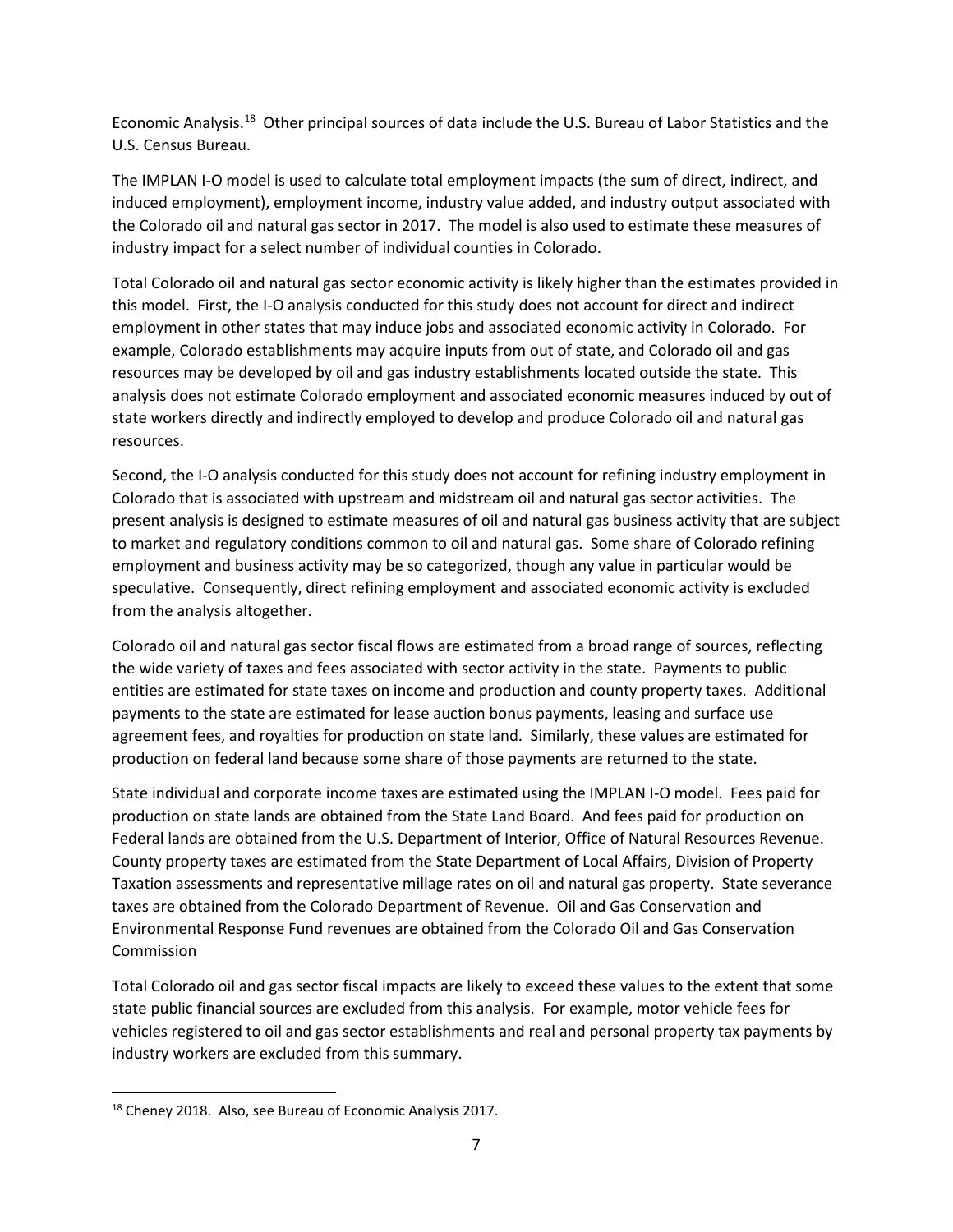Economic Analysis.[18] Other principal sources of data include the U.S. Bureau of Labor Statistics and the U.S. Census Bureau.

The IMPLAN I-O model is used to calculate total employment impacts (the sum of direct, indirect, and induced employment), employment income, industry value added, and industry output associated with the Colorado oil and natural gas sector in 2017. The model is also used to estimate these measures of industry impact for a select number of individual counties in Colorado.

Total Colorado oil and natural gas sector economic activity is likely higher than the estimates provided in this model. First, the I-O analysis conducted for this study does not account for direct and indirect employment in other states that may induce jobs and associated economic activity in Colorado. For example, Colorado establishments may acquire inputs from out of state, and Colorado oil and gas resources may be developed by oil and gas industry establishments located outside the state. This analysis does not estimate Colorado employment and associated economic measures induced by out of state workers directly and indirectly employed to develop and produce Colorado oil and natural gas resources.

Second, the I-O analysis conducted for this study does not account for refining industry employment in Colorado that is associated with upstream and midstream oil and natural gas sector activities. The present analysis is designed to estimate measures of oil and natural gas business activity that are subject to market and regulatory conditions common to oil and natural gas. Some share of Colorado refining employment and business activity may be so categorized, though any value in particular would be speculative. Consequently, direct refining employment and associated economic activity is excluded from the analysis altogether.

Colorado oil and natural gas sector fiscal flows are estimated from a broad range of sources, reflecting the wide variety of taxes and fees associated with sector activity in the state. Payments to public entities are estimated for state taxes on income and production and county property taxes. Additional payments to the state are estimated for lease auction bonus payments, leasing and surface use agreement fees, and royalties for production on state land. Similarly, these values are estimated for production on federal land because some share of those payments are returned to the state.

State individual and corporate income taxes are estimated using the IMPLAN I-O model. Fees paid for production on state lands are obtained from the State Land Board. And fees paid for production on Federal lands are obtained from the U.S. Department of Interior, Office of Natural Resources Revenue. County property taxes are estimated from the State Department of Local Affairs, Division of Property Taxation assessments and representative millage rates on oil and natural gas property. State severance taxes are obtained from the Colorado Department of Revenue. Oil and Gas Conservation and Environmental Response Fund revenues are obtained from the Colorado Oil and Gas Conservation Commission

Total Colorado oil and gas sector fiscal impacts are likely to exceed these values to the extent that some state public financial sources are excluded from this analysis. For example, motor vehicle fees for vehicles registered to oil and gas sector establishments and real and personal property tax payments by industry workers are excluded from this summary.

---

[18] Cheney 2018. Also, see Bureau of Economic Analysis 2017.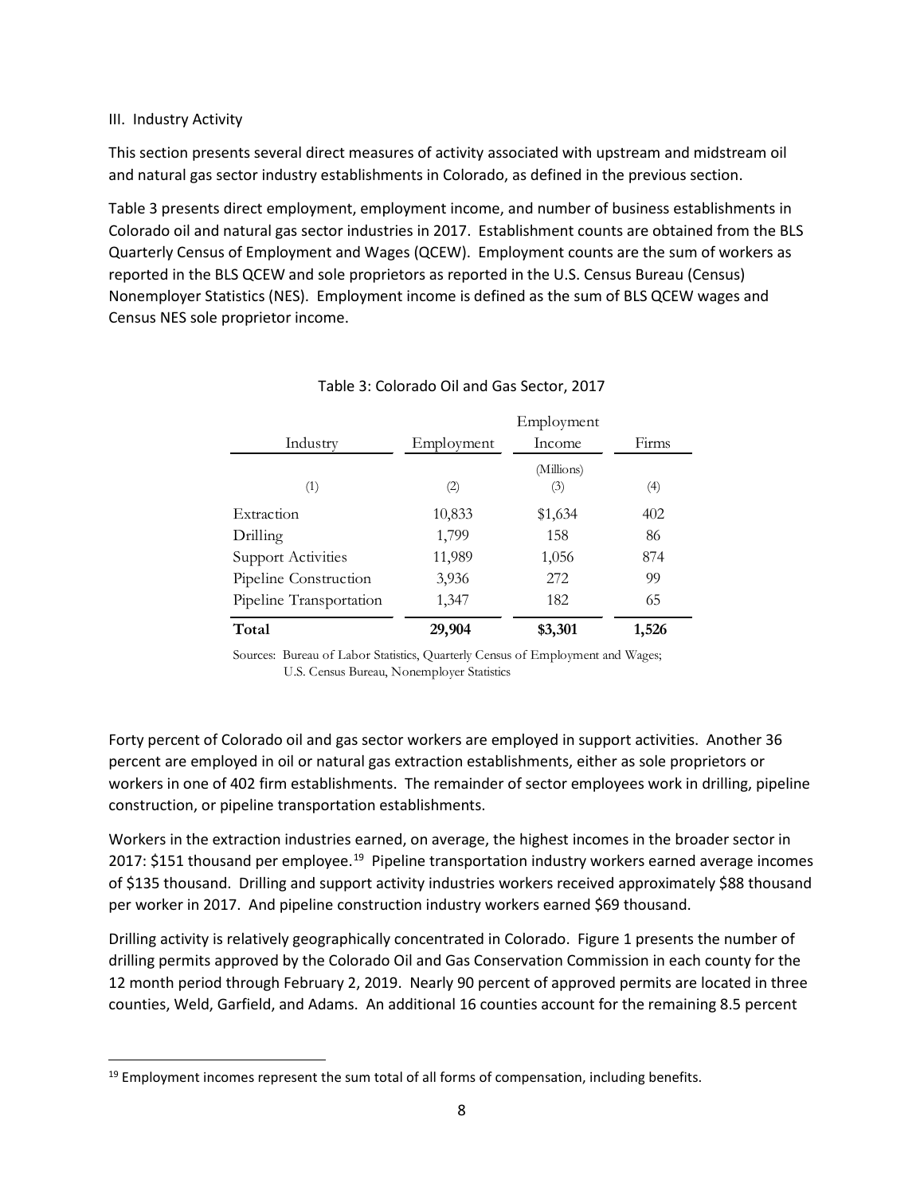III. Industry Activity

This section presents several direct measures of activity associated with upstream and midstream oil and natural gas sector industry establishments in Colorado, as defined in the previous section.

Table 3 presents direct employment, employment income, and number of business establishments in Colorado oil and natural gas sector industries in 2017. Establishment counts are obtained from the BLS Quarterly Census of Employment and Wages (QCEW). Employment counts are the sum of workers as reported in the BLS QCEW and sole proprietors as reported in the U.S. Census Bureau (Census) Nonemployer Statistics (NES). Employment income is defined as the sum of BLS QCEW wages and Census NES sole proprietor income.

Table 3: Colorado Oil and Gas Sector, 2017

| Industry | Employment | Employment Income | Firms |
|---|---|---|---|
| | | (Millions) | |
| (1) | (2) | (3) | (4) |
| Extraction | 10,833 | $1,634 | 402 |
| Drilling | 1,799 | 158 | 86 |
| Support Activities | 11,989 | 1,056 | 874 |
| Pipeline Construction | 3,936 | 272 | 99 |
| Pipeline Transportation | 1,347 | 182 | 65 |
| **Total** | **29,904** | **$3,301** | **1,526** |

Sources: Bureau of Labor Statistics, Quarterly Census of Employment and Wages; U.S. Census Bureau, Nonemployer Statistics

Forty percent of Colorado oil and gas sector workers are employed in support activities. Another 36 percent are employed in oil or natural gas extraction establishments, either as sole proprietors or workers in one of 402 firm establishments. The remainder of sector employees work in drilling, pipeline construction, or pipeline transportation establishments.

Workers in the extraction industries earned, on average, the highest incomes in the broader sector in 2017: $151 thousand per employee.[19] Pipeline transportation industry workers earned average incomes of $135 thousand. Drilling and support activity industries workers received approximately $88 thousand per worker in 2017. And pipeline construction industry workers earned $69 thousand.

Drilling activity is relatively geographically concentrated in Colorado. Figure 1 presents the number of drilling permits approved by the Colorado Oil and Gas Conservation Commission in each county for the 12 month period through February 2, 2019. Nearly 90 percent of approved permits are located in three counties, Weld, Garfield, and Adams. An additional 16 counties account for the remaining 8.5 percent

[19] Employment incomes represent the sum total of all forms of compensation, including benefits.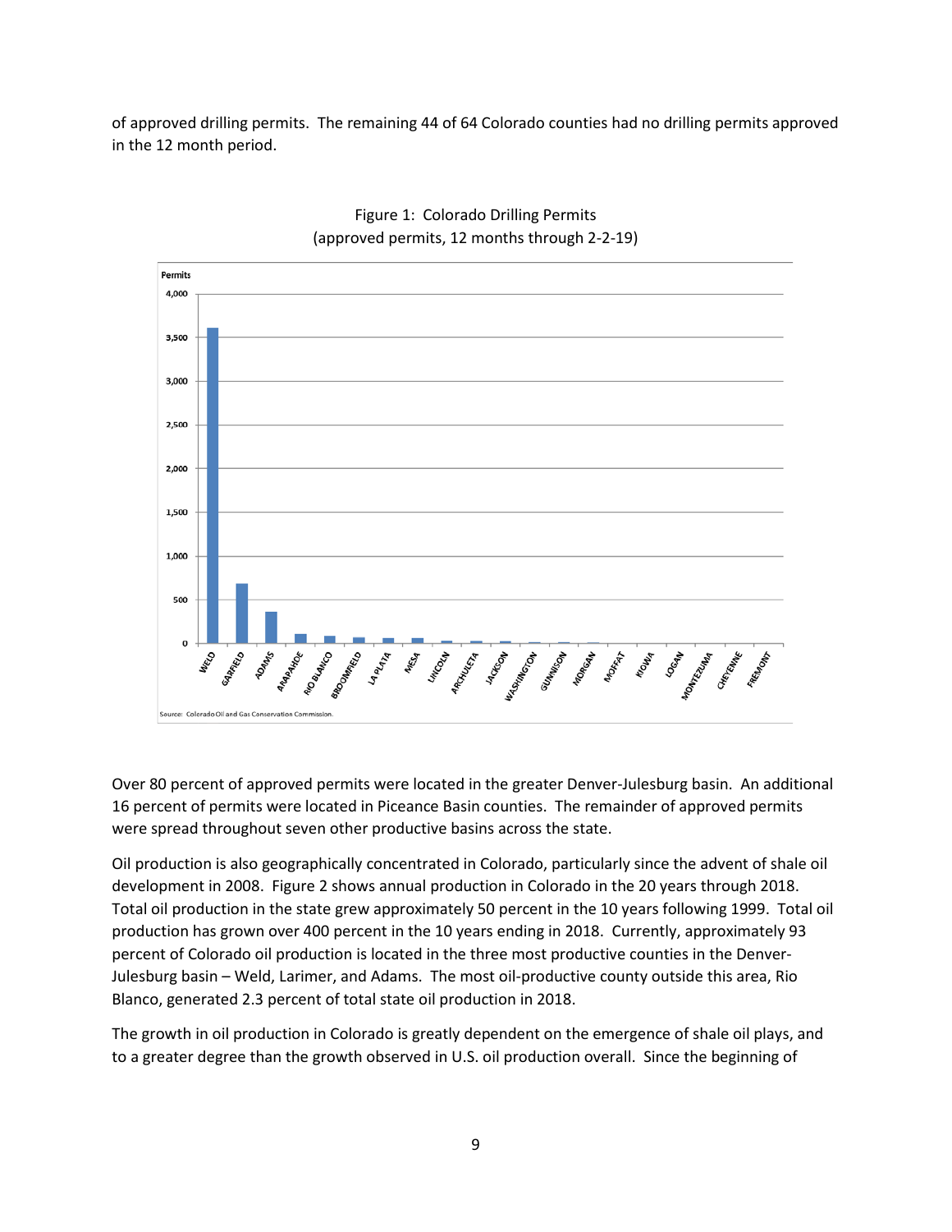of approved drilling permits. The remaining 44 of 64 Colorado counties had no drilling permits approved in the 12 month period.

Figure 1: Colorado Drilling Permits
(approved permits, 12 months through 2-2-19)

Source: Colorado Oil and Gas Conservation Commission.

Over 80 percent of approved permits were located in the greater Denver-Julesburg basin. An additional 16 percent of permits were located in Piceance Basin counties. The remainder of approved permits were spread throughout seven other productive basins across the state.

Oil production is also geographically concentrated in Colorado, particularly since the advent of shale oil development in 2008. Figure 2 shows annual production in Colorado in the 20 years through 2018. Total oil production in the state grew approximately 50 percent in the 10 years following 1999. Total oil production has grown over 400 percent in the 10 years ending in 2018. Currently, approximately 93 percent of Colorado oil production is located in the three most productive counties in the Denver-Julesburg basin – Weld, Larimer, and Adams. The most oil-productive county outside this area, Rio Blanco, generated 2.3 percent of total state oil production in 2018.

The growth in oil production in Colorado is greatly dependent on the emergence of shale oil plays, and to a greater degree than the growth observed in U.S. oil production overall. Since the beginning of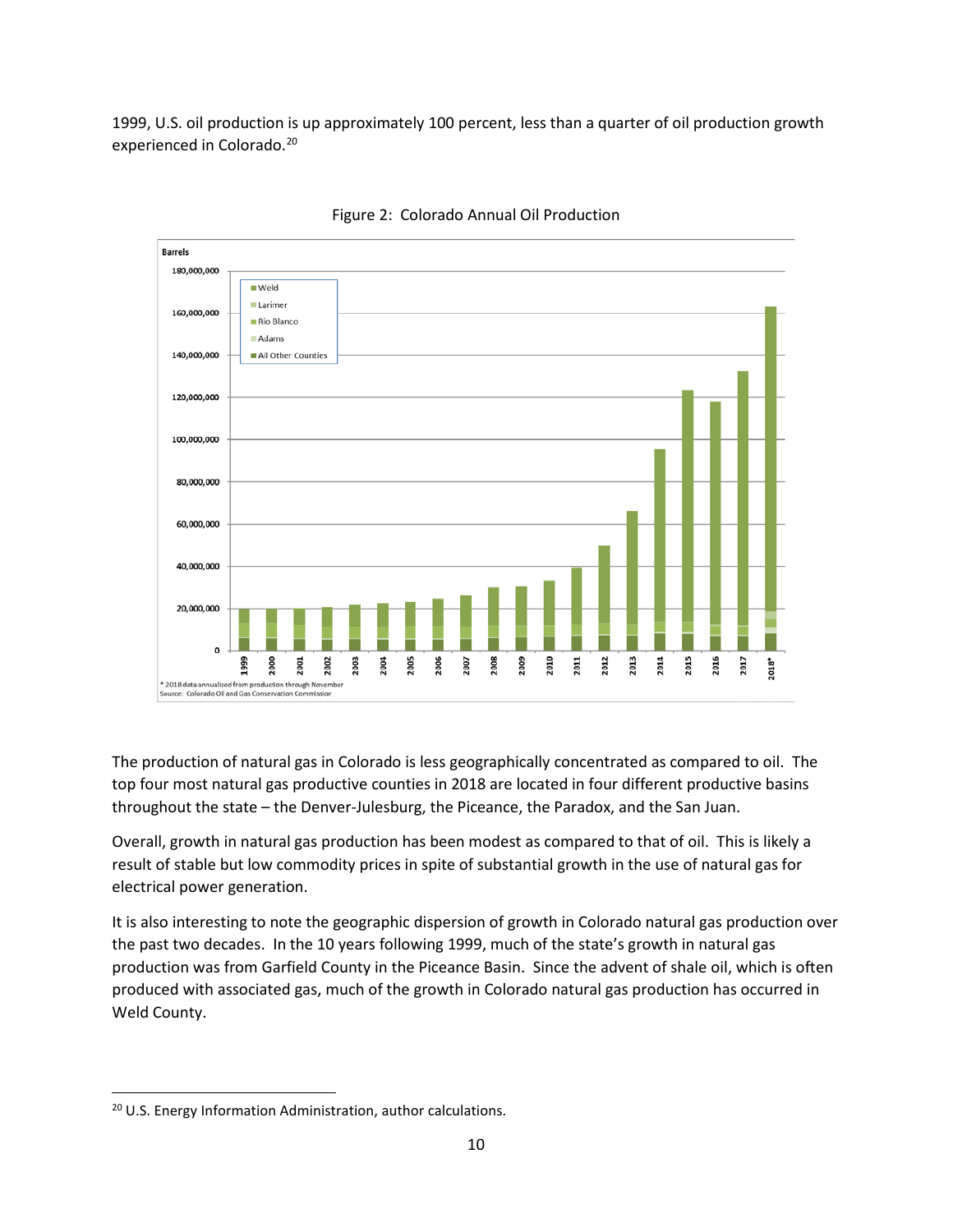1999, U.S. oil production is up approximately 100 percent, less than a quarter of oil production growth experienced in Colorado.[20]

Figure 2: Colorado Annual Oil Production

The production of natural gas in Colorado is less geographically concentrated as compared to oil. The top four most natural gas productive counties in 2018 are located in four different productive basins throughout the state – the Denver-Julesburg, the Piceance, the Paradox, and the San Juan.

Overall, growth in natural gas production has been modest as compared to that of oil. This is likely a result of stable but low commodity prices in spite of substantial growth in the use of natural gas for electrical power generation.

It is also interesting to note the geographic dispersion of growth in Colorado natural gas production over the past two decades. In the 10 years following 1999, much of the state's growth in natural gas production was from Garfield County in the Piceance Basin. Since the advent of shale oil, which is often produced with associated gas, much of the growth in Colorado natural gas production has occurred in Weld County.

---

[20] U.S. Energy Information Administration, author calculations.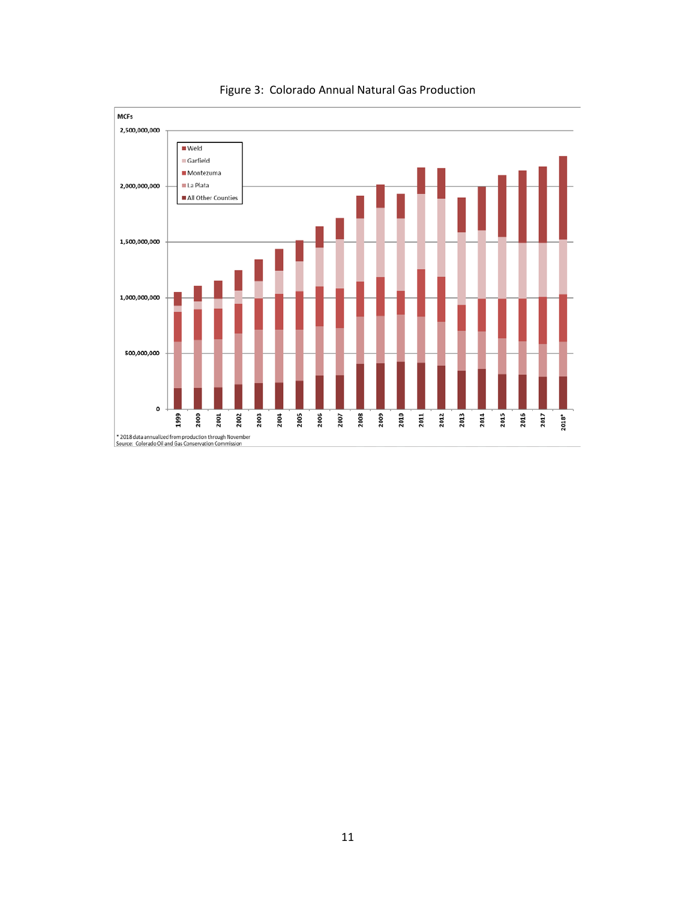Figure 3: Colorado Annual Natural Gas Production

MCFs

Weld
Garfield
Montezuma
La Plata
All Other Counties

* 2018 data annualized from production through November
Source: Colorado Oil and Gas Conservation Commission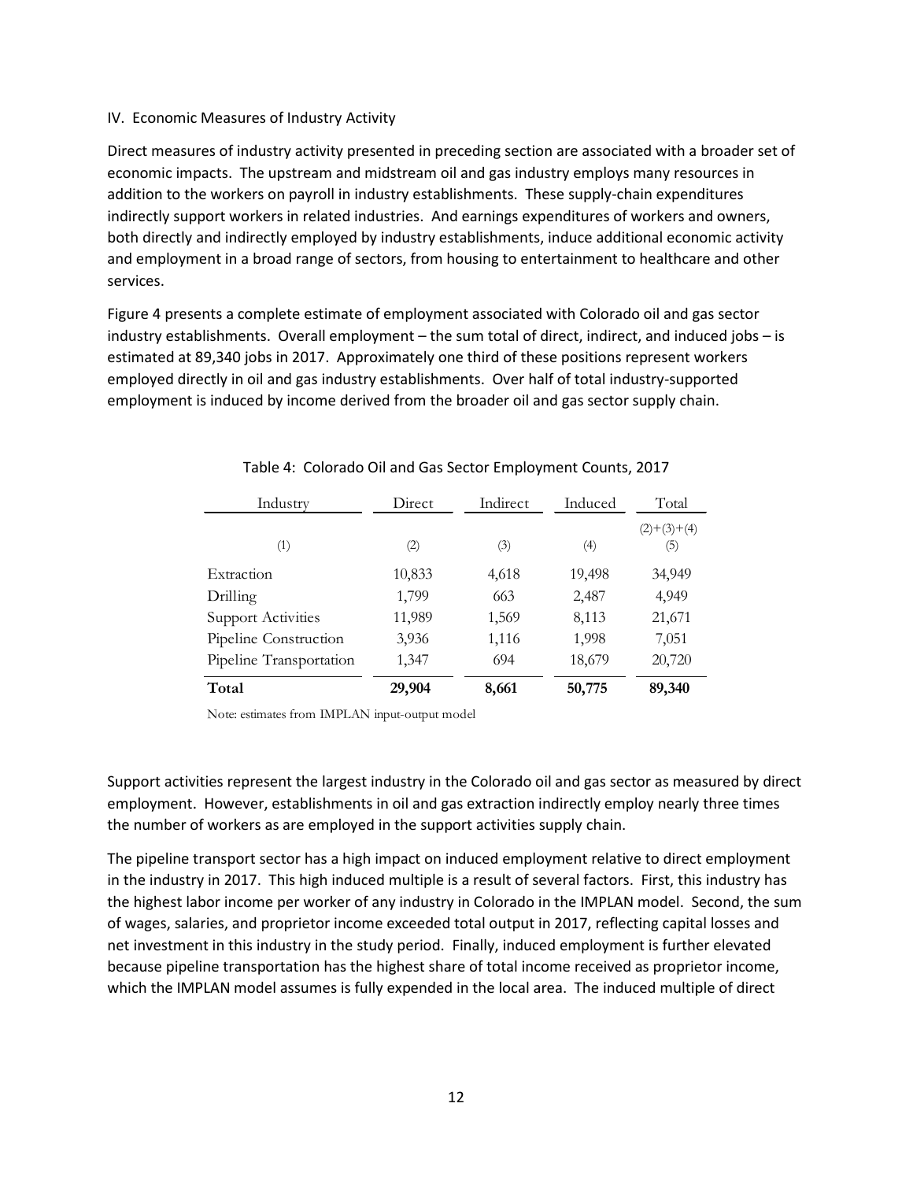IV. Economic Measures of Industry Activity

Direct measures of industry activity presented in preceding section are associated with a broader set of economic impacts. The upstream and midstream oil and gas industry employs many resources in addition to the workers on payroll in industry establishments. These supply-chain expenditures indirectly support workers in related industries. And earnings expenditures of workers and owners, both directly and indirectly employed by industry establishments, induce additional economic activity and employment in a broad range of sectors, from housing to entertainment to healthcare and other services.

Figure 4 presents a complete estimate of employment associated with Colorado oil and gas sector industry establishments. Overall employment – the sum total of direct, indirect, and induced jobs – is estimated at 89,340 jobs in 2017. Approximately one third of these positions represent workers employed directly in oil and gas industry establishments. Over half of total industry-supported employment is induced by income derived from the broader oil and gas sector supply chain.

Table 4: Colorado Oil and Gas Sector Employment Counts, 2017

| Industry | Direct | Indirect | Induced | Total |
|---|---|---|---|---|
| (1) | (2) | (3) | (4) | (2)+(3)+(4) (5) |
| Extraction | 10,833 | 4,618 | 19,498 | 34,949 |
| Drilling | 1,799 | 663 | 2,487 | 4,949 |
| Support Activities | 11,989 | 1,569 | 8,113 | 21,671 |
| Pipeline Construction | 3,936 | 1,116 | 1,998 | 7,051 |
| Pipeline Transportation | 1,347 | 694 | 18,679 | 20,720 |
| **Total** | **29,904** | **8,661** | **50,775** | **89,340** |

Note: estimates from IMPLAN input-output model

Support activities represent the largest industry in the Colorado oil and gas sector as measured by direct employment. However, establishments in oil and gas extraction indirectly employ nearly three times the number of workers as are employed in the support activities supply chain.

The pipeline transport sector has a high impact on induced employment relative to direct employment in the industry in 2017. This high induced multiple is a result of several factors. First, this industry has the highest labor income per worker of any industry in Colorado in the IMPLAN model. Second, the sum of wages, salaries, and proprietor income exceeded total output in 2017, reflecting capital losses and net investment in this industry in the study period. Finally, induced employment is further elevated because pipeline transportation has the highest share of total income received as proprietor income, which the IMPLAN model assumes is fully expended in the local area. The induced multiple of direct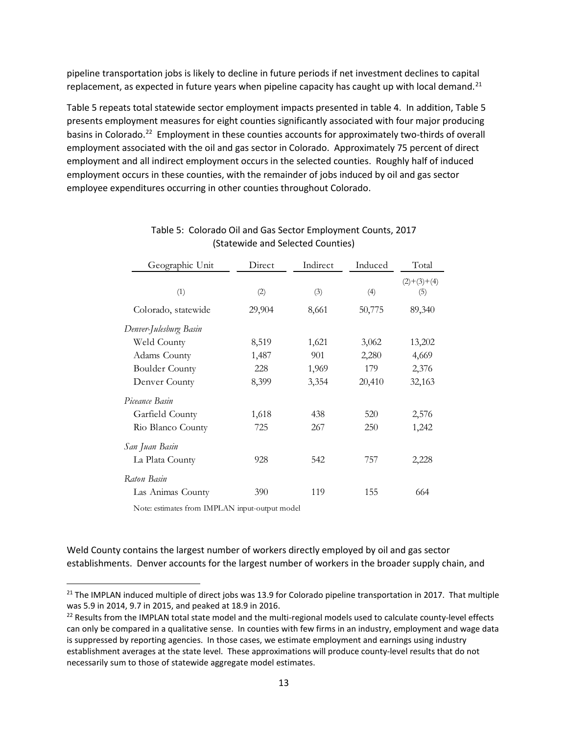pipeline transportation jobs is likely to decline in future periods if net investment declines to capital replacement, as expected in future years when pipeline capacity has caught up with local demand.[21]

Table 5 repeats total statewide sector employment impacts presented in table 4. In addition, Table 5 presents employment measures for eight counties significantly associated with four major producing basins in Colorado.[22] Employment in these counties accounts for approximately two-thirds of overall employment associated with the oil and gas sector in Colorado. Approximately 75 percent of direct employment and all indirect employment occurs in the selected counties. Roughly half of induced employment occurs in these counties, with the remainder of jobs induced by oil and gas sector employee expenditures occurring in other counties throughout Colorado.

Table 5: Colorado Oil and Gas Sector Employment Counts, 2017
(Statewide and Selected Counties)

| Geographic Unit | Direct | Indirect | Induced | Total |
|---|---|---|---|---|
| (1) | (2) | (3) | (4) | (2)+(3)+(4) (5) |
| Colorado, statewide | 29,904 | 8,661 | 50,775 | 89,340 |
| *Denver-Julesburg Basin* | | | | |
| Weld County | 8,519 | 1,621 | 3,062 | 13,202 |
| Adams County | 1,487 | 901 | 2,280 | 4,669 |
| Boulder County | 228 | 1,969 | 179 | 2,376 |
| Denver County | 8,399 | 3,354 | 20,410 | 32,163 |
| *Piceance Basin* | | | | |
| Garfield County | 1,618 | 438 | 520 | 2,576 |
| Rio Blanco County | 725 | 267 | 250 | 1,242 |
| *San Juan Basin* | | | | |
| La Plata County | 928 | 542 | 757 | 2,228 |
| *Raton Basin* | | | | |
| Las Animas County | 390 | 119 | 155 | 664 |

Note: estimates from IMPLAN input-output model

Weld County contains the largest number of workers directly employed by oil and gas sector establishments. Denver accounts for the largest number of workers in the broader supply chain, and

[21] The IMPLAN induced multiple of direct jobs was 13.9 for Colorado pipeline transportation in 2017. That multiple was 5.9 in 2014, 9.7 in 2015, and peaked at 18.9 in 2016.

[22] Results from the IMPLAN total state model and the multi-regional models used to calculate county-level effects can only be compared in a qualitative sense. In counties with few firms in an industry, employment and wage data is suppressed by reporting agencies. In those cases, we estimate employment and earnings using industry establishment averages at the state level. These approximations will produce county-level results that do not necessarily sum to those of statewide aggregate model estimates.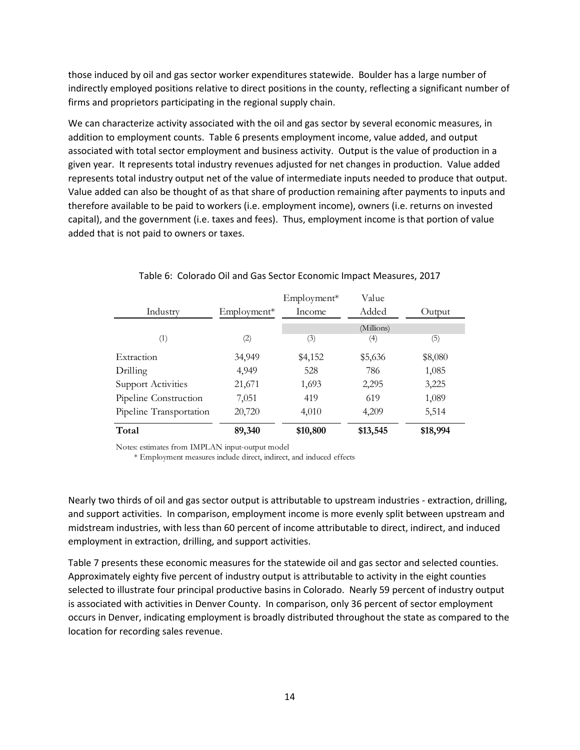those induced by oil and gas sector worker expenditures statewide. Boulder has a large number of indirectly employed positions relative to direct positions in the county, reflecting a significant number of firms and proprietors participating in the regional supply chain.

We can characterize activity associated with the oil and gas sector by several economic measures, in addition to employment counts. Table 6 presents employment income, value added, and output associated with total sector employment and business activity. Output is the value of production in a given year. It represents total industry revenues adjusted for net changes in production. Value added represents total industry output net of the value of intermediate inputs needed to produce that output. Value added can also be thought of as that share of production remaining after payments to inputs and therefore available to be paid to workers (i.e. employment income), owners (i.e. returns on invested capital), and the government (i.e. taxes and fees). Thus, employment income is that portion of value added that is not paid to owners or taxes.

Table 6: Colorado Oil and Gas Sector Economic Impact Measures, 2017

| Industry | Employment* | Employment* Income | Value Added | Output |
|---|---|---|---|---|
| | | | (Millions) | |
| (1) | (2) | (3) | (4) | (5) |
| Extraction | 34,949 | $4,152 | $5,636 | $8,080 |
| Drilling | 4,949 | 528 | 786 | 1,085 |
| Support Activities | 21,671 | 1,693 | 2,295 | 3,225 |
| Pipeline Construction | 7,051 | 419 | 619 | 1,089 |
| Pipeline Transportation | 20,720 | 4,010 | 4,209 | 5,514 |
| **Total** | **89,340** | **$10,800** | **$13,545** | **$18,994** |

Notes: estimates from IMPLAN input-output model

\* Employment measures include direct, indirect, and induced effects

Nearly two thirds of oil and gas sector output is attributable to upstream industries - extraction, drilling, and support activities. In comparison, employment income is more evenly split between upstream and midstream industries, with less than 60 percent of income attributable to direct, indirect, and induced employment in extraction, drilling, and support activities.

Table 7 presents these economic measures for the statewide oil and gas sector and selected counties. Approximately eighty five percent of industry output is attributable to activity in the eight counties selected to illustrate four principal productive basins in Colorado. Nearly 59 percent of industry output is associated with activities in Denver County. In comparison, only 36 percent of sector employment occurs in Denver, indicating employment is broadly distributed throughout the state as compared to the location for recording sales revenue.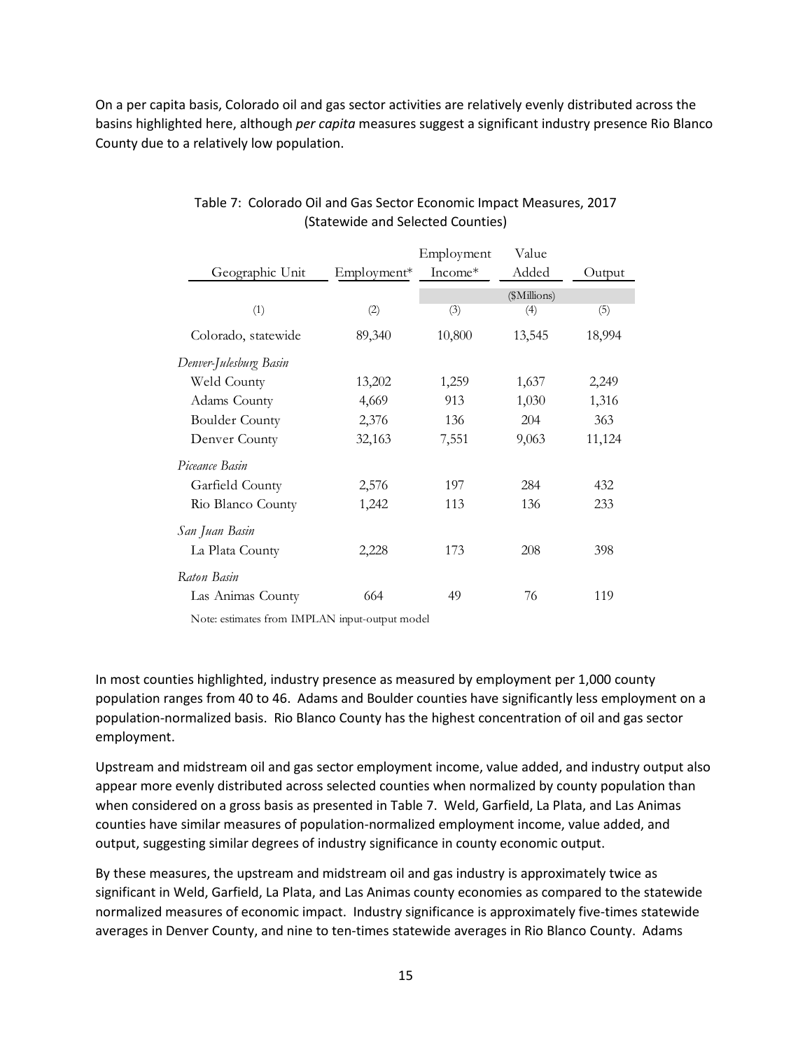On a per capita basis, Colorado oil and gas sector activities are relatively evenly distributed across the basins highlighted here, although *per capita* measures suggest a significant industry presence Rio Blanco County due to a relatively low population.

Table 7: Colorado Oil and Gas Sector Economic Impact Measures, 2017
(Statewide and Selected Counties)

| Geographic Unit | Employment* | Employment Income* | Value Added | Output |
|---|---|---|---|---|
| | | | ($Millions) | |
| (1) | (2) | (3) | (4) | (5) |
| Colorado, statewide | 89,340 | 10,800 | 13,545 | 18,994 |
| *Denver-Julesburg Basin* | | | | |
| Weld County | 13,202 | 1,259 | 1,637 | 2,249 |
| Adams County | 4,669 | 913 | 1,030 | 1,316 |
| Boulder County | 2,376 | 136 | 204 | 363 |
| Denver County | 32,163 | 7,551 | 9,063 | 11,124 |
| *Piceance Basin* | | | | |
| Garfield County | 2,576 | 197 | 284 | 432 |
| Rio Blanco County | 1,242 | 113 | 136 | 233 |
| *San Juan Basin* | | | | |
| La Plata County | 2,228 | 173 | 208 | 398 |
| *Raton Basin* | | | | |
| Las Animas County | 664 | 49 | 76 | 119 |

Note: estimates from IMPLAN input-output model

In most counties highlighted, industry presence as measured by employment per 1,000 county population ranges from 40 to 46. Adams and Boulder counties have significantly less employment on a population-normalized basis. Rio Blanco County has the highest concentration of oil and gas sector employment.

Upstream and midstream oil and gas sector employment income, value added, and industry output also appear more evenly distributed across selected counties when normalized by county population than when considered on a gross basis as presented in Table 7. Weld, Garfield, La Plata, and Las Animas counties have similar measures of population-normalized employment income, value added, and output, suggesting similar degrees of industry significance in county economic output.

By these measures, the upstream and midstream oil and gas industry is approximately twice as significant in Weld, Garfield, La Plata, and Las Animas county economies as compared to the statewide normalized measures of economic impact. Industry significance is approximately five-times statewide averages in Denver County, and nine to ten-times statewide averages in Rio Blanco County. Adams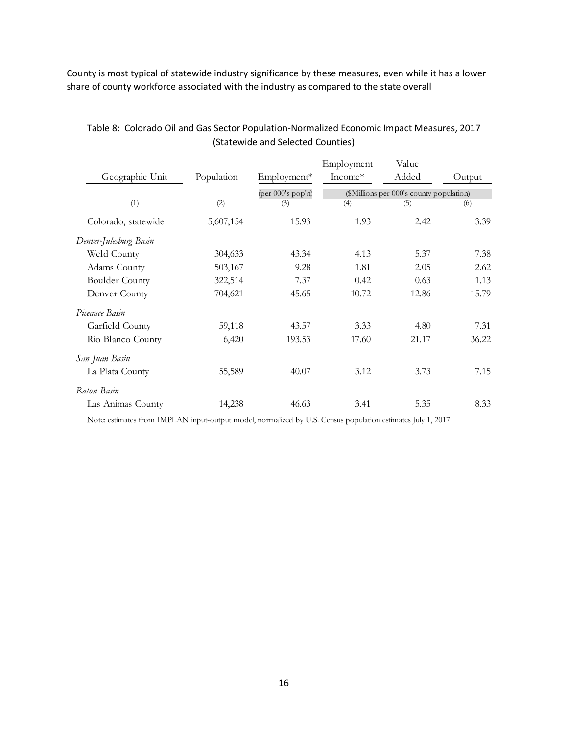County is most typical of statewide industry significance by these measures, even while it has a lower share of county workforce associated with the industry as compared to the state overall

Table 8: Colorado Oil and Gas Sector Population-Normalized Economic Impact Measures, 2017 (Statewide and Selected Counties)

| Geographic Unit | Population | Employment* | Employment Income* | Value Added | Output |
|---|---|---|---|---|---|
| | | (per 000's pop'n) | ($Millions per 000's county population) | | |
| (1) | (2) | (3) | (4) | (5) | (6) |
| Colorado, statewide | 5,607,154 | 15.93 | 1.93 | 2.42 | 3.39 |
| *Denver-Julesburg Basin* | | | | | |
| Weld County | 304,633 | 43.34 | 4.13 | 5.37 | 7.38 |
| Adams County | 503,167 | 9.28 | 1.81 | 2.05 | 2.62 |
| Boulder County | 322,514 | 7.37 | 0.42 | 0.63 | 1.13 |
| Denver County | 704,621 | 45.65 | 10.72 | 12.86 | 15.79 |
| *Piceance Basin* | | | | | |
| Garfield County | 59,118 | 43.57 | 3.33 | 4.80 | 7.31 |
| Rio Blanco County | 6,420 | 193.53 | 17.60 | 21.17 | 36.22 |
| *San Juan Basin* | | | | | |
| La Plata County | 55,589 | 40.07 | 3.12 | 3.73 | 7.15 |
| *Raton Basin* | | | | | |
| Las Animas County | 14,238 | 46.63 | 3.41 | 5.35 | 8.33 |

Note: estimates from IMPLAN input-output model, normalized by U.S. Census population estimates July 1, 2017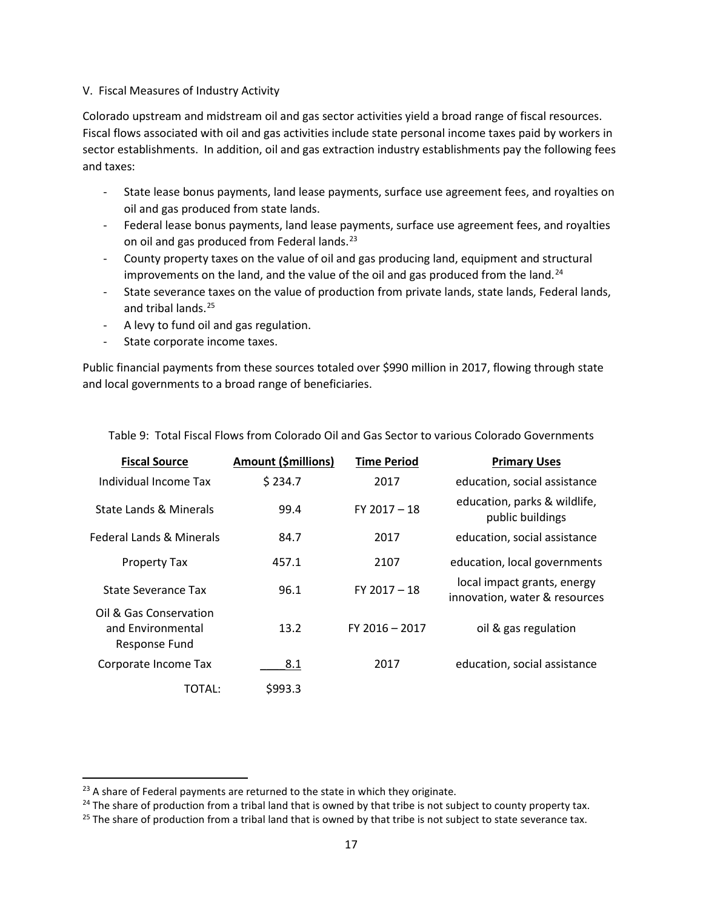V. Fiscal Measures of Industry Activity

Colorado upstream and midstream oil and gas sector activities yield a broad range of fiscal resources. Fiscal flows associated with oil and gas activities include state personal income taxes paid by workers in sector establishments. In addition, oil and gas extraction industry establishments pay the following fees and taxes:

- State lease bonus payments, land lease payments, surface use agreement fees, and royalties on oil and gas produced from state lands.
- Federal lease bonus payments, land lease payments, surface use agreement fees, and royalties on oil and gas produced from Federal lands.[23]
- County property taxes on the value of oil and gas producing land, equipment and structural improvements on the land, and the value of the oil and gas produced from the land.[24]
- State severance taxes on the value of production from private lands, state lands, Federal lands, and tribal lands.[25]
- A levy to fund oil and gas regulation.
- State corporate income taxes.

Public financial payments from these sources totaled over $990 million in 2017, flowing through state and local governments to a broad range of beneficiaries.

Table 9: Total Fiscal Flows from Colorado Oil and Gas Sector to various Colorado Governments

| Fiscal Source | Amount ($millions) | Time Period | Primary Uses |
|---|---|---|---|
| Individual Income Tax | $ 234.7 | 2017 | education, social assistance |
| State Lands & Minerals | 99.4 | FY 2017 – 18 | education, parks & wildlife, public buildings |
| Federal Lands & Minerals | 84.7 | 2017 | education, social assistance |
| Property Tax | 457.1 | 2107 | education, local governments |
| State Severance Tax | 96.1 | FY 2017 – 18 | local impact grants, energy innovation, water & resources |
| Oil & Gas Conservation and Environmental Response Fund | 13.2 | FY 2016 – 2017 | oil & gas regulation |
| Corporate Income Tax | 8.1 | 2017 | education, social assistance |
| TOTAL: | $993.3 | | |

[23] A share of Federal payments are returned to the state in which they originate.

[24] The share of production from a tribal land that is owned by that tribe is not subject to county property tax.

[25] The share of production from a tribal land that is owned by that tribe is not subject to state severance tax.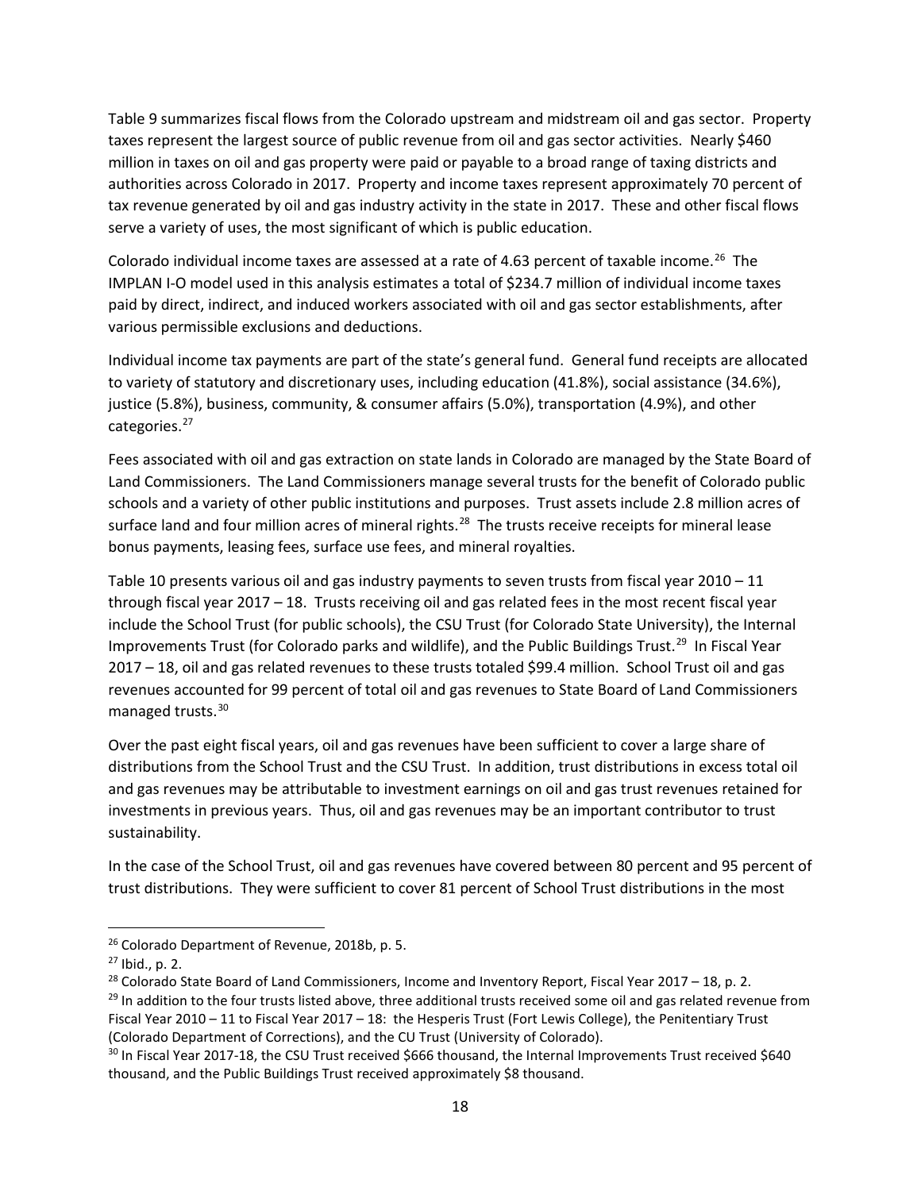Table 9 summarizes fiscal flows from the Colorado upstream and midstream oil and gas sector. Property taxes represent the largest source of public revenue from oil and gas sector activities. Nearly $460 million in taxes on oil and gas property were paid or payable to a broad range of taxing districts and authorities across Colorado in 2017. Property and income taxes represent approximately 70 percent of tax revenue generated by oil and gas industry activity in the state in 2017. These and other fiscal flows serve a variety of uses, the most significant of which is public education.

Colorado individual income taxes are assessed at a rate of 4.63 percent of taxable income.[26] The IMPLAN I-O model used in this analysis estimates a total of $234.7 million of individual income taxes paid by direct, indirect, and induced workers associated with oil and gas sector establishments, after various permissible exclusions and deductions.

Individual income tax payments are part of the state's general fund. General fund receipts are allocated to variety of statutory and discretionary uses, including education (41.8%), social assistance (34.6%), justice (5.8%), business, community, & consumer affairs (5.0%), transportation (4.9%), and other categories.[27]

Fees associated with oil and gas extraction on state lands in Colorado are managed by the State Board of Land Commissioners. The Land Commissioners manage several trusts for the benefit of Colorado public schools and a variety of other public institutions and purposes. Trust assets include 2.8 million acres of surface land and four million acres of mineral rights.[28] The trusts receive receipts for mineral lease bonus payments, leasing fees, surface use fees, and mineral royalties.

Table 10 presents various oil and gas industry payments to seven trusts from fiscal year 2010 – 11 through fiscal year 2017 – 18. Trusts receiving oil and gas related fees in the most recent fiscal year include the School Trust (for public schools), the CSU Trust (for Colorado State University), the Internal Improvements Trust (for Colorado parks and wildlife), and the Public Buildings Trust.[29] In Fiscal Year 2017 – 18, oil and gas related revenues to these trusts totaled $99.4 million. School Trust oil and gas revenues accounted for 99 percent of total oil and gas revenues to State Board of Land Commissioners managed trusts.[30]

Over the past eight fiscal years, oil and gas revenues have been sufficient to cover a large share of distributions from the School Trust and the CSU Trust. In addition, trust distributions in excess total oil and gas revenues may be attributable to investment earnings on oil and gas trust revenues retained for investments in previous years. Thus, oil and gas revenues may be an important contributor to trust sustainability.

In the case of the School Trust, oil and gas revenues have covered between 80 percent and 95 percent of trust distributions. They were sufficient to cover 81 percent of School Trust distributions in the most

---

[26] Colorado Department of Revenue, 2018b, p. 5.

[27] Ibid., p. 2.

[28] Colorado State Board of Land Commissioners, Income and Inventory Report, Fiscal Year 2017 – 18, p. 2.

[29] In addition to the four trusts listed above, three additional trusts received some oil and gas related revenue from Fiscal Year 2010 – 11 to Fiscal Year 2017 – 18: the Hesperis Trust (Fort Lewis College), the Penitentiary Trust (Colorado Department of Corrections), and the CU Trust (University of Colorado).

[30] In Fiscal Year 2017-18, the CSU Trust received $666 thousand, the Internal Improvements Trust received $640 thousand, and the Public Buildings Trust received approximately $8 thousand.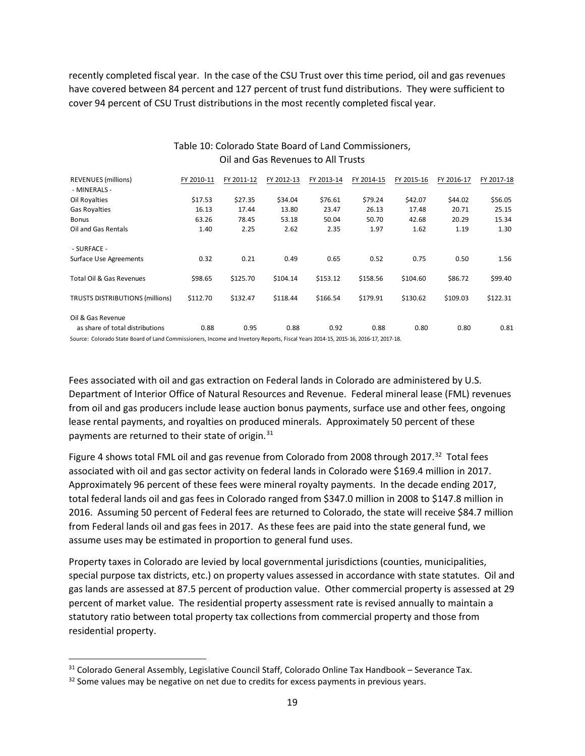recently completed fiscal year. In the case of the CSU Trust over this time period, oil and gas revenues have covered between 84 percent and 127 percent of trust fund distributions. They were sufficient to cover 94 percent of CSU Trust distributions in the most recently completed fiscal year.

Table 10: Colorado State Board of Land Commissioners, Oil and Gas Revenues to All Trusts

| REVENUES (millions) | FY 2010-11 | FY 2011-12 | FY 2012-13 | FY 2013-14 | FY 2014-15 | FY 2015-16 | FY 2016-17 | FY 2017-18 |
|---|---|---|---|---|---|---|---|---|
| - MINERALS - | | | | | | | | |
| Oil Royalties | $17.53 | $27.35 | $34.04 | $76.61 | $79.24 | $42.07 | $44.02 | $56.05 |
| Gas Royalties | 16.13 | 17.44 | 13.80 | 23.47 | 26.13 | 17.48 | 20.71 | 25.15 |
| Bonus | 63.26 | 78.45 | 53.18 | 50.04 | 50.70 | 42.68 | 20.29 | 15.34 |
| Oil and Gas Rentals | 1.40 | 2.25 | 2.62 | 2.35 | 1.97 | 1.62 | 1.19 | 1.30 |
| - SURFACE - | | | | | | | | |
| Surface Use Agreements | 0.32 | 0.21 | 0.49 | 0.65 | 0.52 | 0.75 | 0.50 | 1.56 |
| Total Oil & Gas Revenues | $98.65 | $125.70 | $104.14 | $153.12 | $158.56 | $104.60 | $86.72 | $99.40 |
| TRUSTS DISTRIBUTIONS (millions) | $112.70 | $132.47 | $118.44 | $166.54 | $179.91 | $130.62 | $109.03 | $122.31 |
| Oil & Gas Revenue as share of total distributions | 0.88 | 0.95 | 0.88 | 0.92 | 0.88 | 0.80 | 0.80 | 0.81 |

Source: Colorado State Board of Land Commissioners, Income and Invetory Reports, Fiscal Years 2014-15, 2015-16, 2016-17, 2017-18.

Fees associated with oil and gas extraction on Federal lands in Colorado are administered by U.S. Department of Interior Office of Natural Resources and Revenue. Federal mineral lease (FML) revenues from oil and gas producers include lease auction bonus payments, surface use and other fees, ongoing lease rental payments, and royalties on produced minerals. Approximately 50 percent of these payments are returned to their state of origin.[31]

Figure 4 shows total FML oil and gas revenue from Colorado from 2008 through 2017.[32] Total fees associated with oil and gas sector activity on federal lands in Colorado were $169.4 million in 2017. Approximately 96 percent of these fees were mineral royalty payments. In the decade ending 2017, total federal lands oil and gas fees in Colorado ranged from $347.0 million in 2008 to $147.8 million in 2016. Assuming 50 percent of Federal fees are returned to Colorado, the state will receive $84.7 million from Federal lands oil and gas fees in 2017. As these fees are paid into the state general fund, we assume uses may be estimated in proportion to general fund uses.

Property taxes in Colorado are levied by local governmental jurisdictions (counties, municipalities, special purpose tax districts, etc.) on property values assessed in accordance with state statutes. Oil and gas lands are assessed at 87.5 percent of production value. Other commercial property is assessed at 29 percent of market value. The residential property assessment rate is revised annually to maintain a statutory ratio between total property tax collections from commercial property and those from residential property.

[31] Colorado General Assembly, Legislative Council Staff, Colorado Online Tax Handbook – Severance Tax.

[32] Some values may be negative on net due to credits for excess payments in previous years.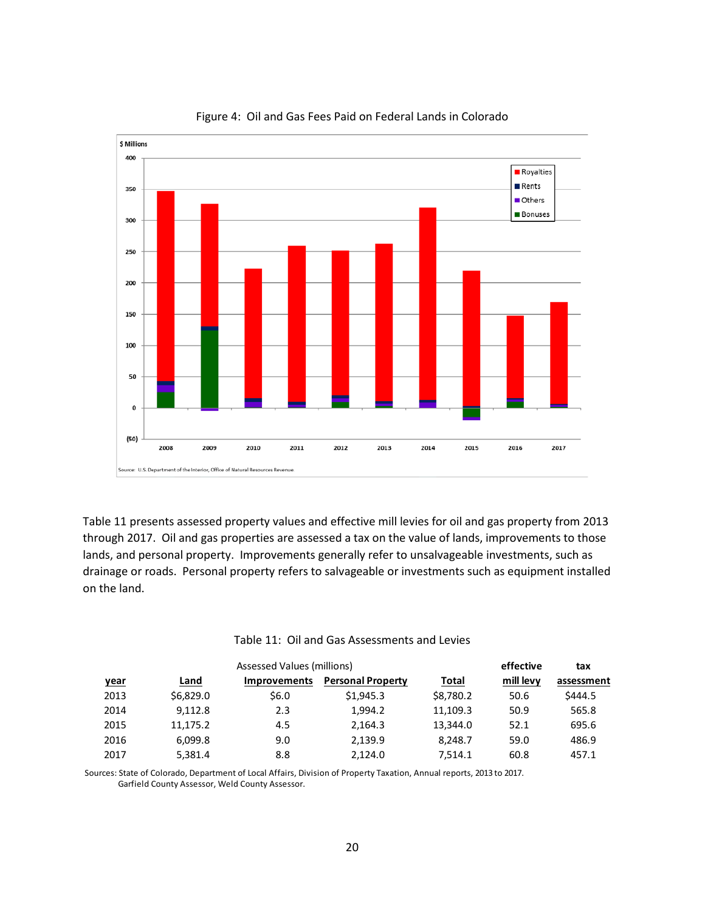Figure 4: Oil and Gas Fees Paid on Federal Lands in Colorado

Source: U.S. Department of the Interior, Office of Natural Resources Revenue.

Table 11 presents assessed property values and effective mill levies for oil and gas property from 2013 through 2017. Oil and gas properties are assessed a tax on the value of lands, improvements to those lands, and personal property. Improvements generally refer to unsalvageable investments, such as drainage or roads. Personal property refers to salvageable or investments such as equipment installed on the land.

Table 11: Oil and Gas Assessments and Levies

| | Assessed Values (millions) | | | | effective | tax |
|---|---|---|---|---|---|---|
| year | Land | Improvements | Personal Property | Total | mill levy | assessment |
| 2013 | $6,829.0 | $6.0 | $1,945.3 | $8,780.2 | 50.6 | $444.5 |
| 2014 | 9,112.8 | 2.3 | 1,994.2 | 11,109.3 | 50.9 | 565.8 |
| 2015 | 11,175.2 | 4.5 | 2,164.3 | 13,344.0 | 52.1 | 695.6 |
| 2016 | 6,099.8 | 9.0 | 2,139.9 | 8,248.7 | 59.0 | 486.9 |
| 2017 | 5,381.4 | 8.8 | 2,124.0 | 7,514.1 | 60.8 | 457.1 |

Sources: State of Colorado, Department of Local Affairs, Division of Property Taxation, Annual reports, 2013 to 2017.
Garfield County Assessor, Weld County Assessor.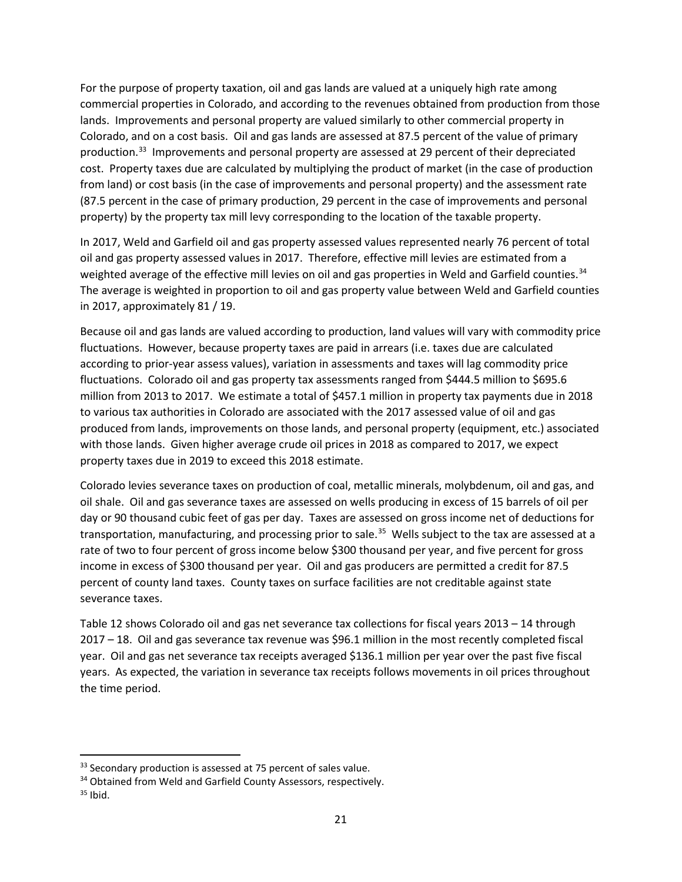For the purpose of property taxation, oil and gas lands are valued at a uniquely high rate among commercial properties in Colorado, and according to the revenues obtained from production from those lands. Improvements and personal property are valued similarly to other commercial property in Colorado, and on a cost basis. Oil and gas lands are assessed at 87.5 percent of the value of primary production.[33] Improvements and personal property are assessed at 29 percent of their depreciated cost. Property taxes due are calculated by multiplying the product of market (in the case of production from land) or cost basis (in the case of improvements and personal property) and the assessment rate (87.5 percent in the case of primary production, 29 percent in the case of improvements and personal property) by the property tax mill levy corresponding to the location of the taxable property.

In 2017, Weld and Garfield oil and gas property assessed values represented nearly 76 percent of total oil and gas property assessed values in 2017. Therefore, effective mill levies are estimated from a weighted average of the effective mill levies on oil and gas properties in Weld and Garfield counties.[34] The average is weighted in proportion to oil and gas property value between Weld and Garfield counties in 2017, approximately 81 / 19.

Because oil and gas lands are valued according to production, land values will vary with commodity price fluctuations. However, because property taxes are paid in arrears (i.e. taxes due are calculated according to prior-year assess values), variation in assessments and taxes will lag commodity price fluctuations. Colorado oil and gas property tax assessments ranged from \$444.5 million to \$695.6 million from 2013 to 2017. We estimate a total of \$457.1 million in property tax payments due in 2018 to various tax authorities in Colorado are associated with the 2017 assessed value of oil and gas produced from lands, improvements on those lands, and personal property (equipment, etc.) associated with those lands. Given higher average crude oil prices in 2018 as compared to 2017, we expect property taxes due in 2019 to exceed this 2018 estimate.

Colorado levies severance taxes on production of coal, metallic minerals, molybdenum, oil and gas, and oil shale. Oil and gas severance taxes are assessed on wells producing in excess of 15 barrels of oil per day or 90 thousand cubic feet of gas per day. Taxes are assessed on gross income net of deductions for transportation, manufacturing, and processing prior to sale.[35] Wells subject to the tax are assessed at a rate of two to four percent of gross income below \$300 thousand per year, and five percent for gross income in excess of \$300 thousand per year. Oil and gas producers are permitted a credit for 87.5 percent of county land taxes. County taxes on surface facilities are not creditable against state severance taxes.

Table 12 shows Colorado oil and gas net severance tax collections for fiscal years 2013 – 14 through 2017 – 18. Oil and gas severance tax revenue was \$96.1 million in the most recently completed fiscal year. Oil and gas net severance tax receipts averaged \$136.1 million per year over the past five fiscal years. As expected, the variation in severance tax receipts follows movements in oil prices throughout the time period.

[33] Secondary production is assessed at 75 percent of sales value.

[34] Obtained from Weld and Garfield County Assessors, respectively.

[35] Ibid.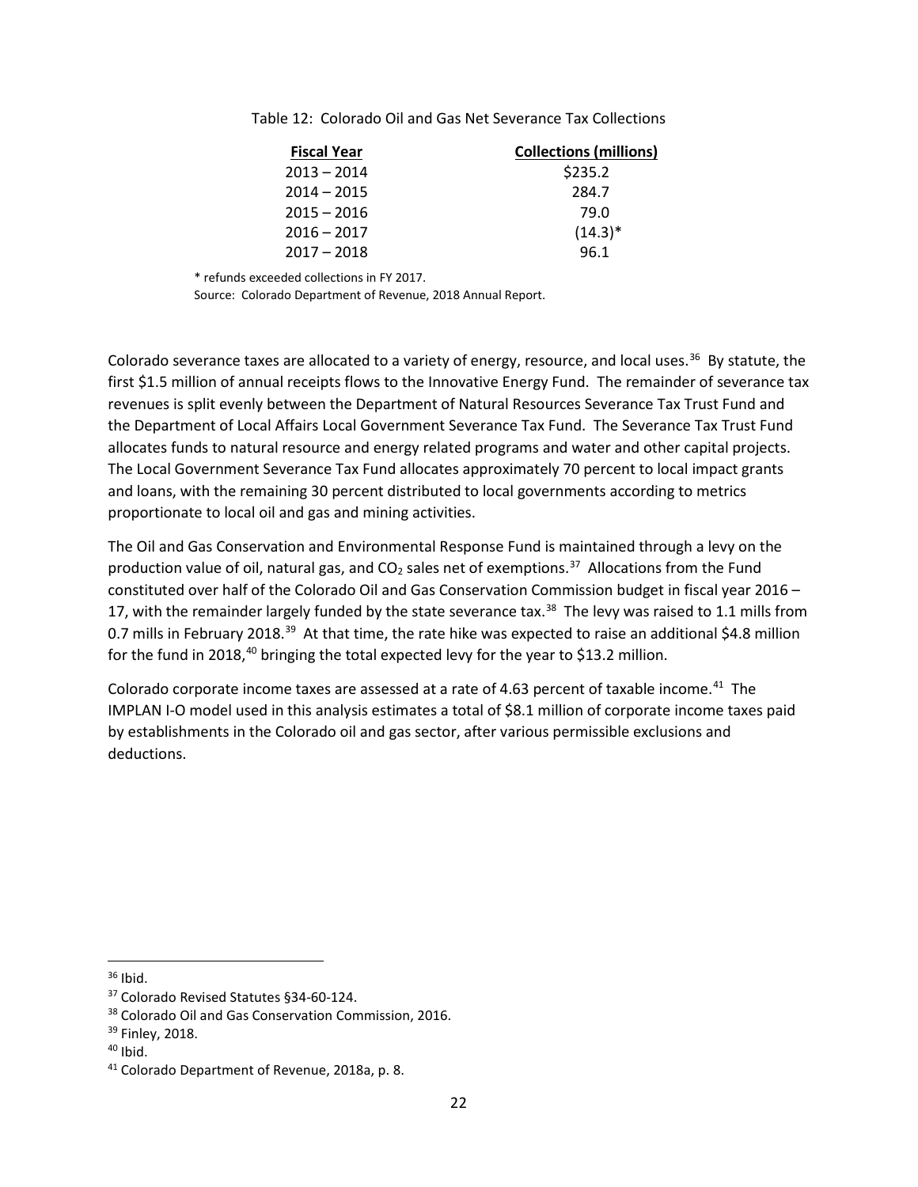Table 12: Colorado Oil and Gas Net Severance Tax Collections

| Fiscal Year | Collections (millions) |
|---|---|
| 2013 – 2014 | $235.2 |
| 2014 – 2015 | 284.7 |
| 2015 – 2016 | 79.0 |
| 2016 – 2017 | (14.3)* |
| 2017 – 2018 | 96.1 |

\* refunds exceeded collections in FY 2017.

Source: Colorado Department of Revenue, 2018 Annual Report.

Colorado severance taxes are allocated to a variety of energy, resource, and local uses.[36] By statute, the first $1.5 million of annual receipts flows to the Innovative Energy Fund. The remainder of severance tax revenues is split evenly between the Department of Natural Resources Severance Tax Trust Fund and the Department of Local Affairs Local Government Severance Tax Fund. The Severance Tax Trust Fund allocates funds to natural resource and energy related programs and water and other capital projects. The Local Government Severance Tax Fund allocates approximately 70 percent to local impact grants and loans, with the remaining 30 percent distributed to local governments according to metrics proportionate to local oil and gas and mining activities.

The Oil and Gas Conservation and Environmental Response Fund is maintained through a levy on the production value of oil, natural gas, and $CO_2$ sales net of exemptions.[37] Allocations from the Fund constituted over half of the Colorado Oil and Gas Conservation Commission budget in fiscal year 2016 – 17, with the remainder largely funded by the state severance tax.[38] The levy was raised to 1.1 mills from 0.7 mills in February 2018.[39] At that time, the rate hike was expected to raise an additional $4.8 million for the fund in 2018,[40] bringing the total expected levy for the year to $13.2 million.

Colorado corporate income taxes are assessed at a rate of 4.63 percent of taxable income.[41] The IMPLAN I-O model used in this analysis estimates a total of $8.1 million of corporate income taxes paid by establishments in the Colorado oil and gas sector, after various permissible exclusions and deductions.

---

[36] Ibid.

[37] Colorado Revised Statutes §34-60-124.

[38] Colorado Oil and Gas Conservation Commission, 2016.

[39] Finley, 2018.

[40] Ibid.

[41] Colorado Department of Revenue, 2018a, p. 8.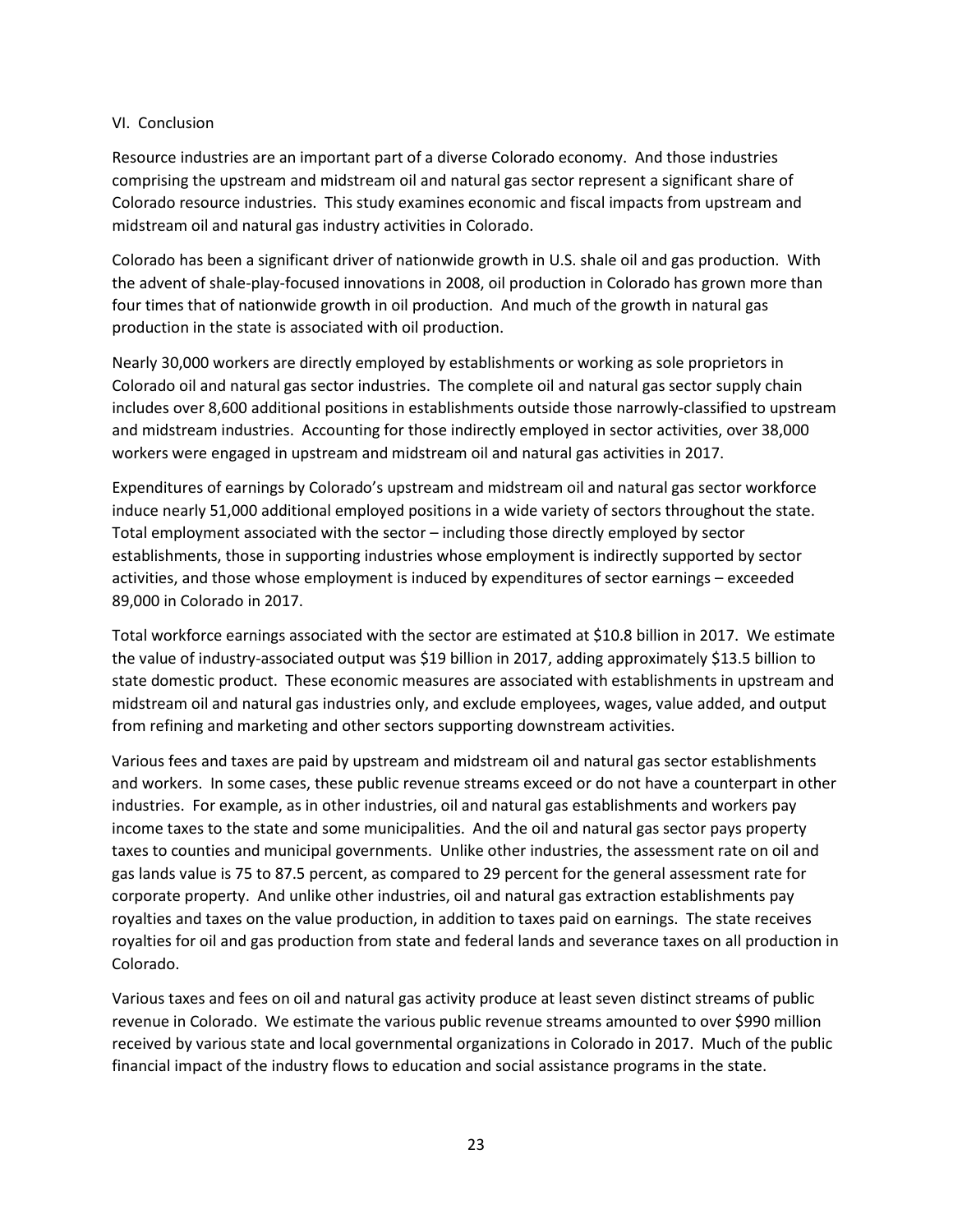## VI. Conclusion

Resource industries are an important part of a diverse Colorado economy. And those industries comprising the upstream and midstream oil and natural gas sector represent a significant share of Colorado resource industries. This study examines economic and fiscal impacts from upstream and midstream oil and natural gas industry activities in Colorado.

Colorado has been a significant driver of nationwide growth in U.S. shale oil and gas production. With the advent of shale-play-focused innovations in 2008, oil production in Colorado has grown more than four times that of nationwide growth in oil production. And much of the growth in natural gas production in the state is associated with oil production.

Nearly 30,000 workers are directly employed by establishments or working as sole proprietors in Colorado oil and natural gas sector industries. The complete oil and natural gas sector supply chain includes over 8,600 additional positions in establishments outside those narrowly-classified to upstream and midstream industries. Accounting for those indirectly employed in sector activities, over 38,000 workers were engaged in upstream and midstream oil and natural gas activities in 2017.

Expenditures of earnings by Colorado's upstream and midstream oil and natural gas sector workforce induce nearly 51,000 additional employed positions in a wide variety of sectors throughout the state. Total employment associated with the sector – including those directly employed by sector establishments, those in supporting industries whose employment is indirectly supported by sector activities, and those whose employment is induced by expenditures of sector earnings – exceeded 89,000 in Colorado in 2017.

Total workforce earnings associated with the sector are estimated at $10.8 billion in 2017. We estimate the value of industry-associated output was $19 billion in 2017, adding approximately $13.5 billion to state domestic product. These economic measures are associated with establishments in upstream and midstream oil and natural gas industries only, and exclude employees, wages, value added, and output from refining and marketing and other sectors supporting downstream activities.

Various fees and taxes are paid by upstream and midstream oil and natural gas sector establishments and workers. In some cases, these public revenue streams exceed or do not have a counterpart in other industries. For example, as in other industries, oil and natural gas establishments and workers pay income taxes to the state and some municipalities. And the oil and natural gas sector pays property taxes to counties and municipal governments. Unlike other industries, the assessment rate on oil and gas lands value is 75 to 87.5 percent, as compared to 29 percent for the general assessment rate for corporate property. And unlike other industries, oil and natural gas extraction establishments pay royalties and taxes on the value production, in addition to taxes paid on earnings. The state receives royalties for oil and gas production from state and federal lands and severance taxes on all production in Colorado.

Various taxes and fees on oil and natural gas activity produce at least seven distinct streams of public revenue in Colorado. We estimate the various public revenue streams amounted to over $990 million received by various state and local governmental organizations in Colorado in 2017. Much of the public financial impact of the industry flows to education and social assistance programs in the state.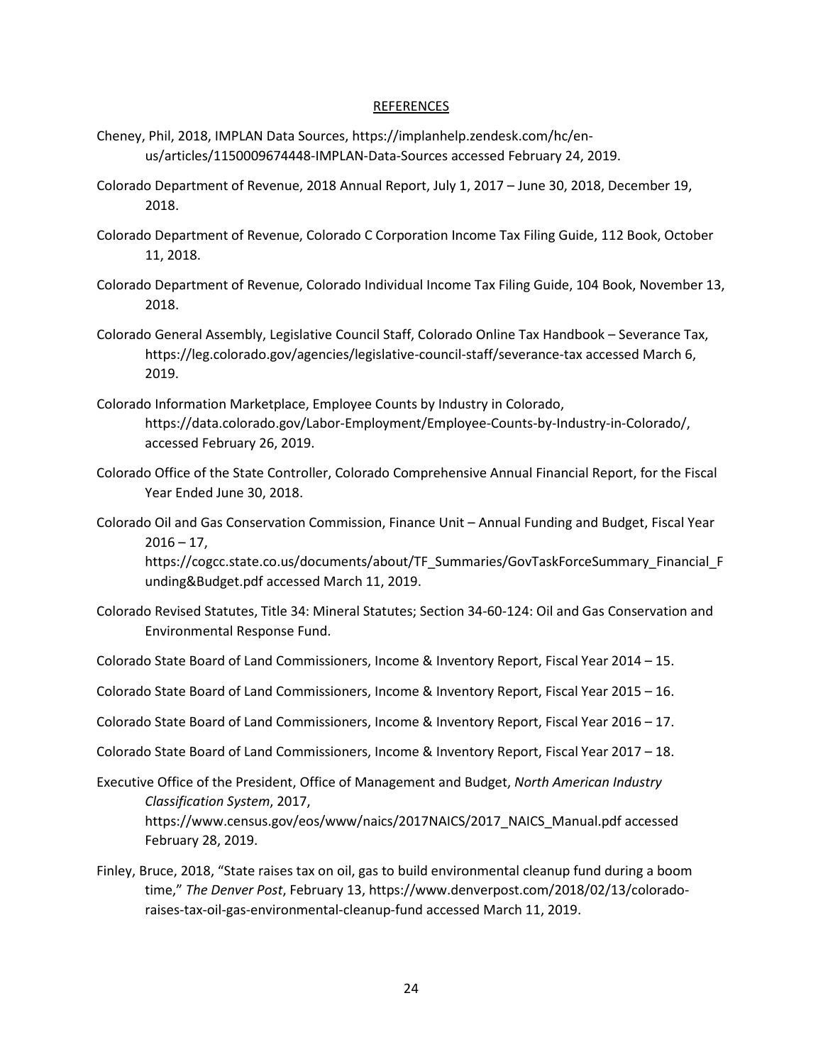## REFERENCES

Cheney, Phil, 2018, IMPLAN Data Sources, https://implanhelp.zendesk.com/hc/en-us/articles/1150009674448-IMPLAN-Data-Sources accessed February 24, 2019.

Colorado Department of Revenue, 2018 Annual Report, July 1, 2017 – June 30, 2018, December 19, 2018.

Colorado Department of Revenue, Colorado C Corporation Income Tax Filing Guide, 112 Book, October 11, 2018.

Colorado Department of Revenue, Colorado Individual Income Tax Filing Guide, 104 Book, November 13, 2018.

Colorado General Assembly, Legislative Council Staff, Colorado Online Tax Handbook – Severance Tax, https://leg.colorado.gov/agencies/legislative-council-staff/severance-tax accessed March 6, 2019.

Colorado Information Marketplace, Employee Counts by Industry in Colorado, https://data.colorado.gov/Labor-Employment/Employee-Counts-by-Industry-in-Colorado/, accessed February 26, 2019.

Colorado Office of the State Controller, Colorado Comprehensive Annual Financial Report, for the Fiscal Year Ended June 30, 2018.

Colorado Oil and Gas Conservation Commission, Finance Unit – Annual Funding and Budget, Fiscal Year 2016 – 17, https://cogcc.state.co.us/documents/about/TF_Summaries/GovTaskForceSummary_Financial_Funding&Budget.pdf accessed March 11, 2019.

Colorado Revised Statutes, Title 34: Mineral Statutes; Section 34-60-124: Oil and Gas Conservation and Environmental Response Fund.

Colorado State Board of Land Commissioners, Income & Inventory Report, Fiscal Year 2014 – 15.

Colorado State Board of Land Commissioners, Income & Inventory Report, Fiscal Year 2015 – 16.

Colorado State Board of Land Commissioners, Income & Inventory Report, Fiscal Year 2016 – 17.

Colorado State Board of Land Commissioners, Income & Inventory Report, Fiscal Year 2017 – 18.

Executive Office of the President, Office of Management and Budget, *North American Industry Classification System*, 2017, https://www.census.gov/eos/www/naics/2017NAICS/2017_NAICS_Manual.pdf accessed February 28, 2019.

Finley, Bruce, 2018, "State raises tax on oil, gas to build environmental cleanup fund during a boom time," *The Denver Post*, February 13, https://www.denverpost.com/2018/02/13/colorado-raises-tax-oil-gas-environmental-cleanup-fund accessed March 11, 2019.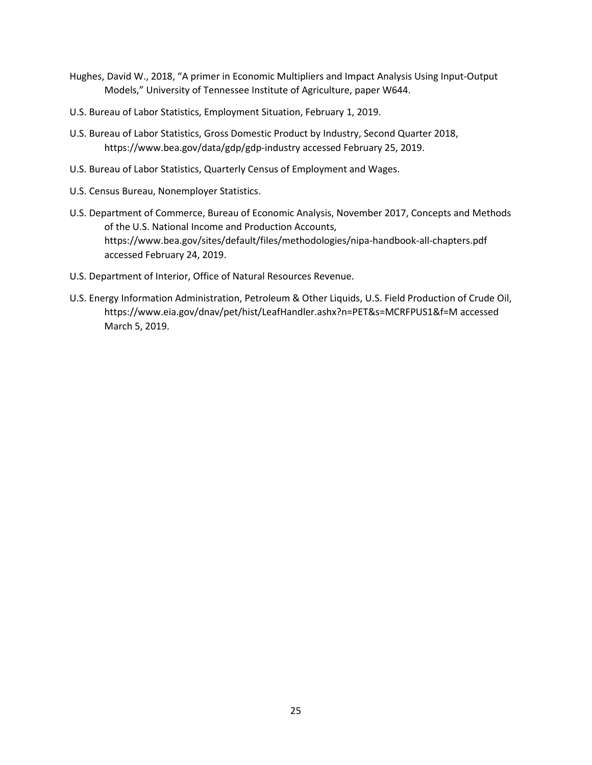Hughes, David W., 2018, "A primer in Economic Multipliers and Impact Analysis Using Input-Output Models," University of Tennessee Institute of Agriculture, paper W644.

U.S. Bureau of Labor Statistics, Employment Situation, February 1, 2019.

U.S. Bureau of Labor Statistics, Gross Domestic Product by Industry, Second Quarter 2018, https://www.bea.gov/data/gdp/gdp-industry accessed February 25, 2019.

U.S. Bureau of Labor Statistics, Quarterly Census of Employment and Wages.

U.S. Census Bureau, Nonemployer Statistics.

U.S. Department of Commerce, Bureau of Economic Analysis, November 2017, Concepts and Methods of the U.S. National Income and Production Accounts, https://www.bea.gov/sites/default/files/methodologies/nipa-handbook-all-chapters.pdf accessed February 24, 2019.

U.S. Department of Interior, Office of Natural Resources Revenue.

U.S. Energy Information Administration, Petroleum & Other Liquids, U.S. Field Production of Crude Oil, https://www.eia.gov/dnav/pet/hist/LeafHandler.ashx?n=PET&s=MCRFPUS1&f=M accessed March 5, 2019.